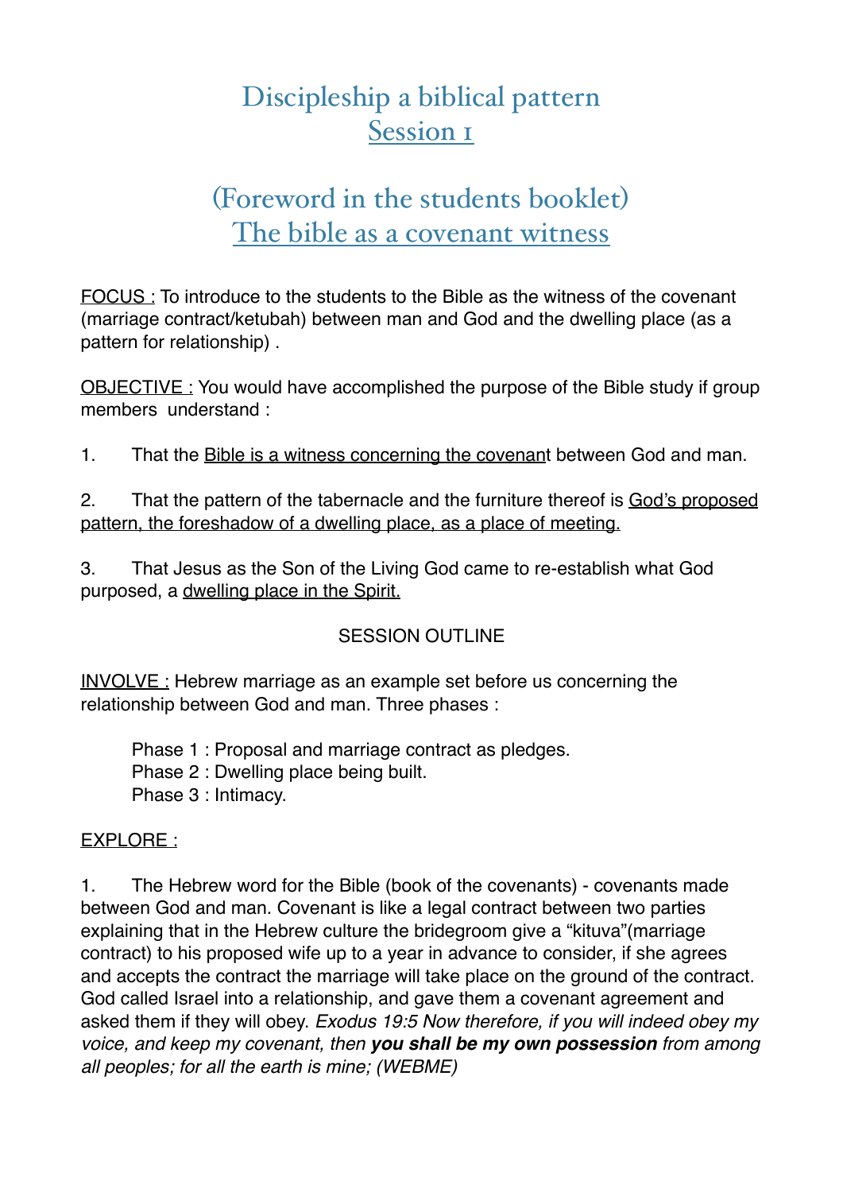# Discipleship a biblical pattern
## Session 1

## (Foreword in the students booklet)
## The bible as a covenant witness

FOCUS : To introduce to the students to the Bible as the witness of the covenant (marriage contract/ketubah) between man and God and the dwelling place (as a pattern for relationship) .

OBJECTIVE : You would have accomplished the purpose of the Bible study if group members understand :

1. That the Bible is a witness concerning the covenant between God and man.

2. That the pattern of the tabernacle and the furniture thereof is God's proposed pattern, the foreshadow of a dwelling place, as a place of meeting.

3. That Jesus as the Son of the Living God came to re-establish what God purposed, a dwelling place in the Spirit.

SESSION OUTLINE

INVOLVE : Hebrew marriage as an example set before us concerning the relationship between God and man. Three phases :

Phase 1 : Proposal and marriage contract as pledges.
Phase 2 : Dwelling place being built.
Phase 3 : Intimacy.

EXPLORE :

1. The Hebrew word for the Bible (book of the covenants) - covenants made between God and man. Covenant is like a legal contract between two parties explaining that in the Hebrew culture the bridegroom give a "kituva"(marriage contract) to his proposed wife up to a year in advance to consider, if she agrees and accepts the contract the marriage will take place on the ground of the contract. God called Israel into a relationship, and gave them a covenant agreement and asked them if they will obey. *Exodus 19:5 Now therefore, if you will indeed obey my voice, and keep my covenant, then **you shall be my own possession** from among all peoples; for all the earth is mine; (WEBME)*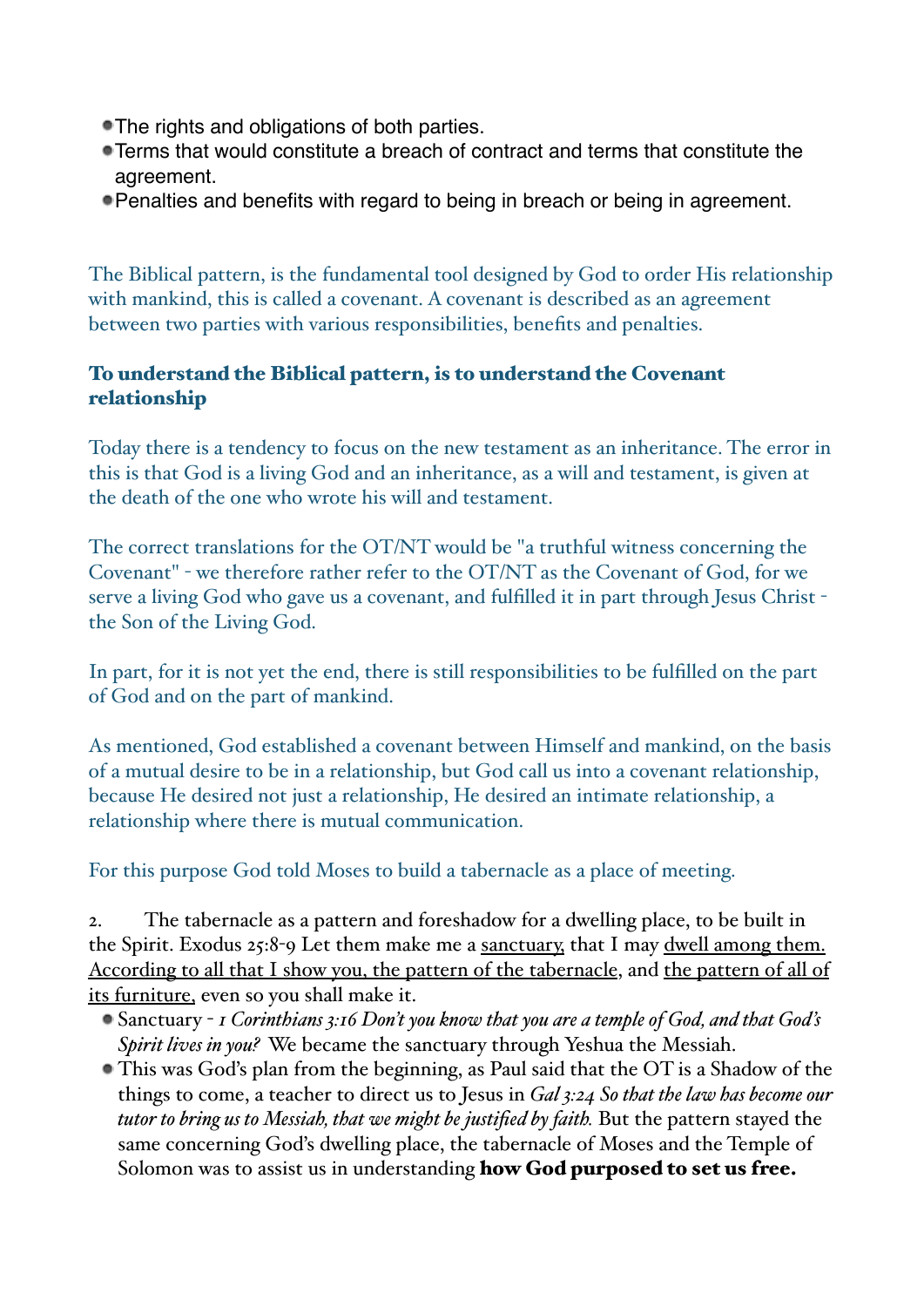- The rights and obligations of both parties.
- Terms that would constitute a breach of contract and terms that constitute the agreement.
- Penalties and benefits with regard to being in breach or being in agreement.

The Biblical pattern, is the fundamental tool designed by God to order His relationship with mankind, this is called a covenant. A covenant is described as an agreement between two parties with various responsibilities, benefits and penalties.

**To understand the Biblical pattern, is to understand the Covenant relationship**

Today there is a tendency to focus on the new testament as an inheritance. The error in this is that God is a living God and an inheritance, as a will and testament, is given at the death of the one who wrote his will and testament.

The correct translations for the OT/NT would be "a truthful witness concerning the Covenant" - we therefore rather refer to the OT/NT as the Covenant of God, for we serve a living God who gave us a covenant, and fulfilled it in part through Jesus Christ - the Son of the Living God.

In part, for it is not yet the end, there is still responsibilities to be fulfilled on the part of God and on the part of mankind.

As mentioned, God established a covenant between Himself and mankind, on the basis of a mutual desire to be in a relationship, but God call us into a covenant relationship, because He desired not just a relationship, He desired an intimate relationship, a relationship where there is mutual communication.

For this purpose God told Moses to build a tabernacle as a place of meeting.

2. The tabernacle as a pattern and foreshadow for a dwelling place, to be built in the Spirit. Exodus 25:8-9 Let them make me a <u>sanctuary,</u> that I may <u>dwell among them. According to all that I show you, the pattern of the tabernacle</u>, and <u>the pattern of all of its furniture,</u> even so you shall make it.

- Sanctuary - *1 Corinthians 3:16 Don't you know that you are a temple of God, and that God's Spirit lives in you?* We became the sanctuary through Yeshua the Messiah.
- This was God's plan from the beginning, as Paul said that the OT is a Shadow of the things to come, a teacher to direct us to Jesus in *Gal 3:24 So that the law has become our tutor to bring us to Messiah, that we might be justified by faith.* But the pattern stayed the same concerning God's dwelling place, the tabernacle of Moses and the Temple of Solomon was to assist us in understanding **how God purposed to set us free.**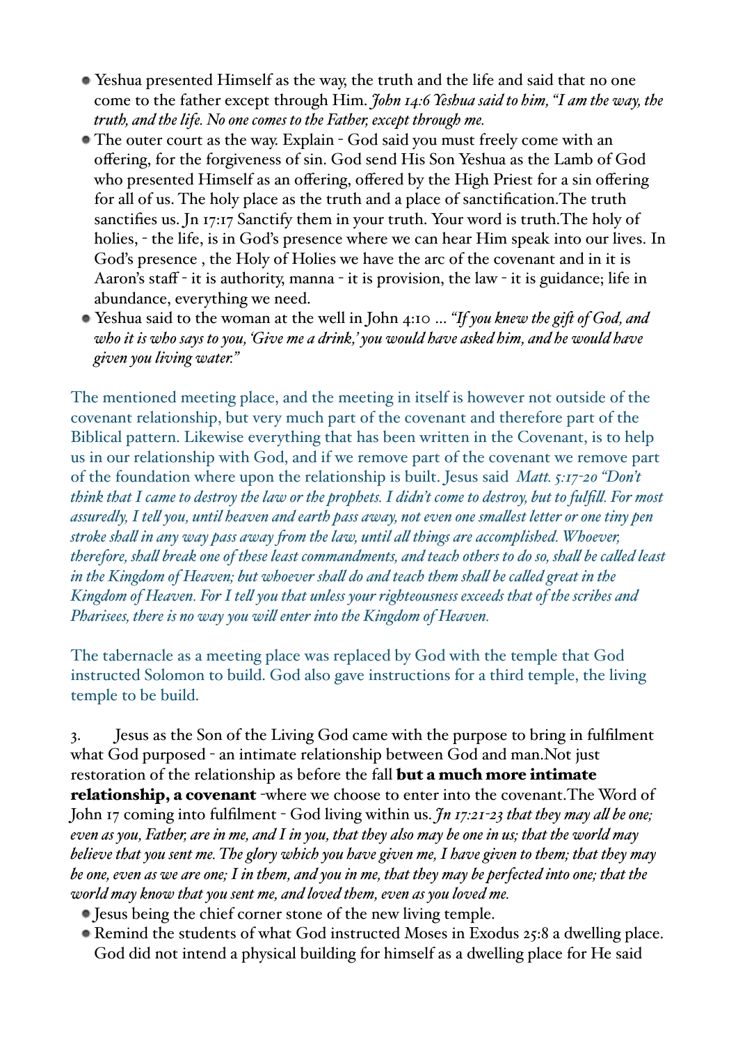- Yeshua presented Himself as the way, the truth and the life and said that no one come to the father except through Him. *John 14:6 Yeshua said to him, "I am the way, the truth, and the life. No one comes to the Father, except through me.*
- The outer court as the way. Explain - God said you must freely come with an offering, for the forgiveness of sin. God send His Son Yeshua as the Lamb of God who presented Himself as an offering, offered by the High Priest for a sin offering for all of us. The holy place as the truth and a place of sanctification.The truth sanctifies us. Jn 17:17 Sanctify them in your truth. Your word is truth.The holy of holies, - the life, is in God's presence where we can hear Him speak into our lives. In God's presence , the Holy of Holies we have the arc of the covenant and in it is Aaron's staff - it is authority, manna - it is provision, the law - it is guidance; life in abundance, everything we need.
- Yeshua said to the woman at the well in John 4:10 … *"If you knew the gift of God, and who it is who says to you, 'Give me a drink,' you would have asked him, and he would have given you living water."*

The mentioned meeting place, and the meeting in itself is however not outside of the covenant relationship, but very much part of the covenant and therefore part of the Biblical pattern. Likewise everything that has been written in the Covenant, is to help us in our relationship with God, and if we remove part of the covenant we remove part of the foundation where upon the relationship is built. Jesus said *Matt. 5:17-20 "Don't think that I came to destroy the law or the prophets. I didn't come to destroy, but to fulfill. For most assuredly, I tell you, until heaven and earth pass away, not even one smallest letter or one tiny pen stroke shall in any way pass away from the law, until all things are accomplished. Whoever, therefore, shall break one of these least commandments, and teach others to do so, shall be called least in the Kingdom of Heaven; but whoever shall do and teach them shall be called great in the Kingdom of Heaven. For I tell you that unless your righteousness exceeds that of the scribes and Pharisees, there is no way you will enter into the Kingdom of Heaven.*

The tabernacle as a meeting place was replaced by God with the temple that God instructed Solomon to build. God also gave instructions for a third temple, the living temple to be build.

3. Jesus as the Son of the Living God came with the purpose to bring in fulfilment what God purposed - an intimate relationship between God and man.Not just restoration of the relationship as before the fall **but a much more intimate relationship, a covenant** -where we choose to enter into the covenant.The Word of John 17 coming into fulfilment - God living within us. *Jn 17:21-23 that they may all be one; even as you, Father, are in me, and I in you, that they also may be one in us; that the world may believe that you sent me. The glory which you have given me, I have given to them; that they may be one, even as we are one; I in them, and you in me, that they may be perfected into one; that the world may know that you sent me, and loved them, even as you loved me.*

- Jesus being the chief corner stone of the new living temple.
- Remind the students of what God instructed Moses in Exodus 25:8 a dwelling place. God did not intend a physical building for himself as a dwelling place for He said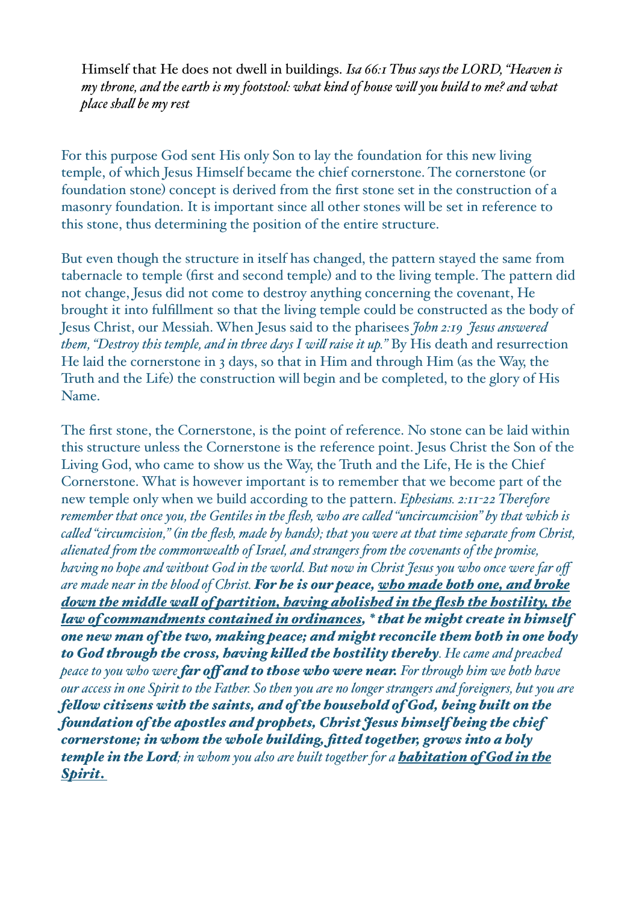Himself that He does not dwell in buildings. *Isa 66:1 Thus says the LORD, "Heaven is my throne, and the earth is my footstool: what kind of house will you build to me? and what place shall be my rest*

For this purpose God sent His only Son to lay the foundation for this new living temple, of which Jesus Himself became the chief cornerstone. The cornerstone (or foundation stone) concept is derived from the first stone set in the construction of a masonry foundation. It is important since all other stones will be set in reference to this stone, thus determining the position of the entire structure.

But even though the structure in itself has changed, the pattern stayed the same from tabernacle to temple (first and second temple) and to the living temple. The pattern did not change, Jesus did not come to destroy anything concerning the covenant, He brought it into fulfillment so that the living temple could be constructed as the body of Jesus Christ, our Messiah. When Jesus said to the pharisees *John 2:19 Jesus answered them, "Destroy this temple, and in three days I will raise it up."* By His death and resurrection He laid the cornerstone in 3 days, so that in Him and through Him (as the Way, the Truth and the Life) the construction will begin and be completed, to the glory of His Name.

The first stone, the Cornerstone, is the point of reference. No stone can be laid within this structure unless the Cornerstone is the reference point. Jesus Christ the Son of the Living God, who came to show us the Way, the Truth and the Life, He is the Chief Cornerstone. What is however important is to remember that we become part of the new temple only when we build according to the pattern. *Ephesians. 2:11-22 Therefore remember that once you, the Gentiles in the flesh, who are called "uncircumcision" by that which is called "circumcision," (in the flesh, made by hands); that you were at that time separate from Christ, alienated from the commonwealth of Israel, and strangers from the covenants of the promise, having no hope and without God in the world. But now in Christ Jesus you who once were far off are made near in the blood of Christ.* ***For he is our peace, <u>who made both one, and broke down the middle wall of partition, having abolished in the flesh the hostility, the law of commandments contained in ordinances</u>, * that he might create in himself one new man of the two, making peace; and might reconcile them both in one body to God through the cross, having killed the hostility thereby****. He came and preached peace to you who were* ***far off and to those who were near.*** *For through him we both have our access in one Spirit to the Father. So then you are no longer strangers and foreigners, but you are* ***fellow citizens with the saints, and of the household of God, being built on the foundation of the apostles and prophets, Christ Jesus himself being the chief cornerstone; in whom the whole building, fitted together, grows into a holy temple in the Lord****; in whom you also are built together for a* ***<u>habitation of God in the Spirit.</u>***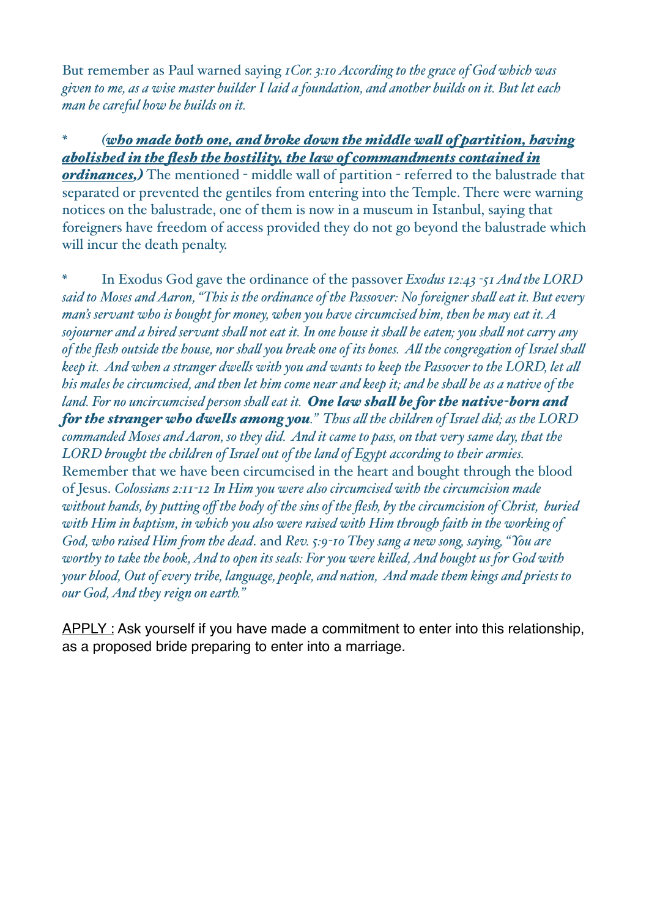But remember as Paul warned saying *1Cor. 3:10 According to the grace of God which was given to me, as a wise master builder I laid a foundation, and another builds on it. But let each man be careful how he builds on it.*

\* ***<u>(who made both one, and broke down the middle wall of partition, having abolished in the flesh the hostility, the law of commandments contained in ordinances,)</u>*** The mentioned - middle wall of partition - referred to the balustrade that separated or prevented the gentiles from entering into the Temple. There were warning notices on the balustrade, one of them is now in a museum in Istanbul, saying that foreigners have freedom of access provided they do not go beyond the balustrade which will incur the death penalty.

\* In Exodus God gave the ordinance of the passover *Exodus 12:43 -51 And the LORD said to Moses and Aaron, "This is the ordinance of the Passover: No foreigner shall eat it. But every man's servant who is bought for money, when you have circumcised him, then he may eat it. A sojourner and a hired servant shall not eat it. In one house it shall be eaten; you shall not carry any of the flesh outside the house, nor shall you break one of its bones. All the congregation of Israel shall keep it. And when a stranger dwells with you and wants to keep the Passover to the LORD, let all his males be circumcised, and then let him come near and keep it; and he shall be as a native of the land. For no uncircumcised person shall eat it.* ***One law shall be for the native-born and for the stranger who dwells among you****." Thus all the children of Israel did; as the LORD commanded Moses and Aaron, so they did. And it came to pass, on that very same day, that the LORD brought the children of Israel out of the land of Egypt according to their armies.* Remember that we have been circumcised in the heart and bought through the blood of Jesus. *Colossians 2:11-12 In Him you were also circumcised with the circumcision made without hands, by putting off the body of the sins of the flesh, by the circumcision of Christ, buried with Him in baptism, in which you also were raised with Him through faith in the working of God, who raised Him from the dead*. and *Rev. 5:9-10 They sang a new song, saying, "You are worthy to take the book, And to open its seals: For you were killed, And bought us for God with your blood, Out of every tribe, language, people, and nation, And made them kings and priests to our God, And they reign on earth."*

<u>APPLY :</u> Ask yourself if you have made a commitment to enter into this relationship, as a proposed bride preparing to enter into a marriage.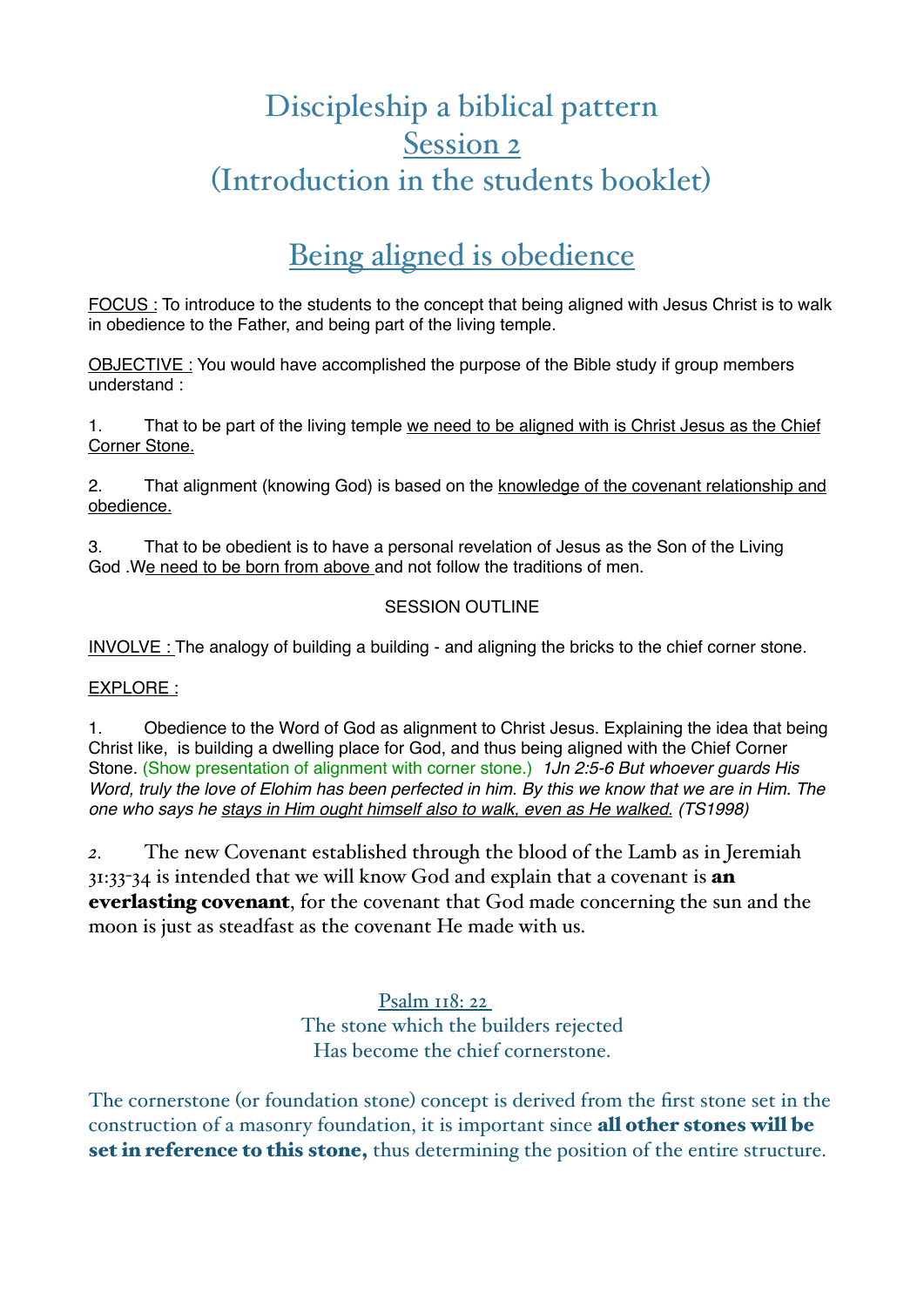# Discipleship a biblical pattern
## Session 2
## (Introduction in the students booklet)

## Being aligned is obedience

FOCUS : To introduce to the students to the concept that being aligned with Jesus Christ is to walk in obedience to the Father, and being part of the living temple.

OBJECTIVE : You would have accomplished the purpose of the Bible study if group members understand :

1. That to be part of the living temple we need to be aligned with is Christ Jesus as the Chief Corner Stone.

2. That alignment (knowing God) is based on the knowledge of the covenant relationship and obedience.

3. That to be obedient is to have a personal revelation of Jesus as the Son of the Living God .We need to be born from above and not follow the traditions of men.

SESSION OUTLINE

INVOLVE : The analogy of building a building - and aligning the bricks to the chief corner stone.

EXPLORE :

1. Obedience to the Word of God as alignment to Christ Jesus. Explaining the idea that being Christ like, is building a dwelling place for God, and thus being aligned with the Chief Corner Stone. (Show presentation of alignment with corner stone.) *1Jn 2:5-6 But whoever guards His Word, truly the love of Elohim has been perfected in him. By this we know that we are in Him. The one who says he stays in Him ought himself also to walk, even as He walked. (TS1998)*

2. The new Covenant established through the blood of the Lamb as in Jeremiah 31:33-34 is intended that we will know God and explain that a covenant is **an everlasting covenant**, for the covenant that God made concerning the sun and the moon is just as steadfast as the covenant He made with us.

Psalm 118: 22
The stone which the builders rejected
Has become the chief cornerstone.

The cornerstone (or foundation stone) concept is derived from the first stone set in the construction of a masonry foundation, it is important since **all other stones will be set in reference to this stone,** thus determining the position of the entire structure.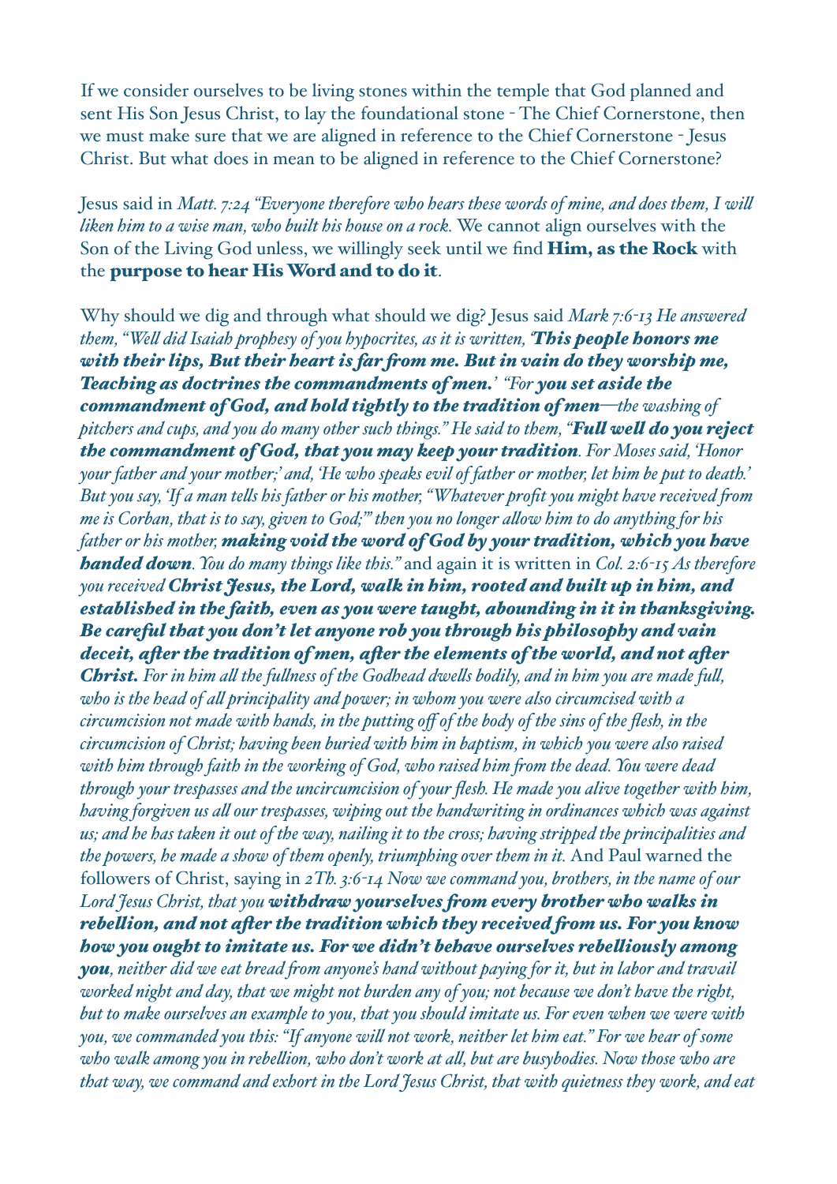If we consider ourselves to be living stones within the temple that God planned and sent His Son Jesus Christ, to lay the foundational stone - The Chief Cornerstone, then we must make sure that we are aligned in reference to the Chief Cornerstone - Jesus Christ. But what does in mean to be aligned in reference to the Chief Cornerstone?

Jesus said in *Matt. 7:24 "Everyone therefore who hears these words of mine, and does them, I will liken him to a wise man, who built his house on a rock.* We cannot align ourselves with the Son of the Living God unless, we willingly seek until we find **Him, as the Rock** with the **purpose to hear His Word and to do it**.

Why should we dig and through what should we dig? Jesus said *Mark 7:6-13 He answered them, "Well did Isaiah prophesy of you hypocrites, as it is written,* ***'This people honors me with their lips, But their heart is far from me. But in vain do they worship me, Teaching as doctrines the commandments of men.'*** *"For* ***you set aside the commandment of God, and hold tightly to the tradition of men****—the washing of pitchers and cups, and you do many other such things." He said to them, "****Full well do you reject the commandment of God, that you may keep your tradition****. For Moses said, 'Honor your father and your mother;' and, 'He who speaks evil of father or mother, let him be put to death.' But you say, 'If a man tells his father or his mother, "Whatever profit you might have received from me is Corban, that is to say, given to God;"' then you no longer allow him to do anything for his father or his mother,* ***making void the word of God by your tradition, which you have handed down****. You do many things like this."* and again it is written in *Col. 2:6-15 As therefore you received* ***Christ Jesus, the Lord, walk in him, rooted and built up in him, and established in the faith, even as you were taught, abounding in it in thanksgiving. Be careful that you don't let anyone rob you through his philosophy and vain deceit, after the tradition of men, after the elements of the world, and not after Christ.*** *For in him all the fullness of the Godhead dwells bodily, and in him you are made full, who is the head of all principality and power; in whom you were also circumcised with a circumcision not made with hands, in the putting off of the body of the sins of the flesh, in the circumcision of Christ; having been buried with him in baptism, in which you were also raised with him through faith in the working of God, who raised him from the dead. You were dead through your trespasses and the uncircumcision of your flesh. He made you alive together with him, having forgiven us all our trespasses, wiping out the handwriting in ordinances which was against us; and he has taken it out of the way, nailing it to the cross; having stripped the principalities and the powers, he made a show of them openly, triumphing over them in it.* And Paul warned the followers of Christ, saying in *2Th. 3:6-14 Now we command you, brothers, in the name of our Lord Jesus Christ, that you* ***withdraw yourselves from every brother who walks in rebellion, and not after the tradition which they received from us. For you know how you ought to imitate us. For we didn't behave ourselves rebelliously among you****, neither did we eat bread from anyone's hand without paying for it, but in labor and travail worked night and day, that we might not burden any of you; not because we don't have the right, but to make ourselves an example to you, that you should imitate us. For even when we were with you, we commanded you this: "If anyone will not work, neither let him eat." For we hear of some who walk among you in rebellion, who don't work at all, but are busybodies. Now those who are that way, we command and exhort in the Lord Jesus Christ, that with quietness they work, and eat*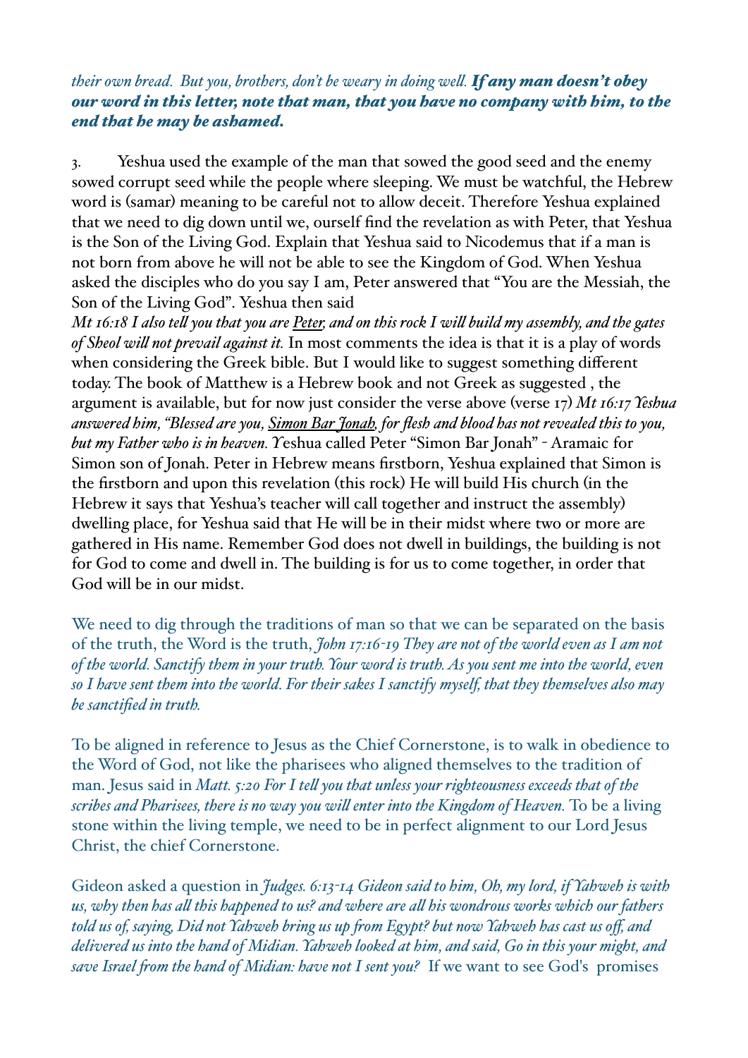*their own bread. But you, brothers, don't be weary in doing well.* ***If any man doesn't obey our word in this letter, note that man, that you have no company with him, to the end that he may be ashamed.***

3. Yeshua used the example of the man that sowed the good seed and the enemy sowed corrupt seed while the people where sleeping. We must be watchful, the Hebrew word is (samar) meaning to be careful not to allow deceit. Therefore Yeshua explained that we need to dig down until we, ourself find the revelation as with Peter, that Yeshua is the Son of the Living God. Explain that Yeshua said to Nicodemus that if a man is not born from above he will not be able to see the Kingdom of God. When Yeshua asked the disciples who do you say I am, Peter answered that "You are the Messiah, the Son of the Living God". Yeshua then said *Mt 16:18 I also tell you that you are Peter, and on this rock I will build my assembly, and the gates of Sheol will not prevail against it.* In most comments the idea is that it is a play of words when considering the Greek bible. But I would like to suggest something different today. The book of Matthew is a Hebrew book and not Greek as suggested , the argument is available, but for now just consider the verse above (verse 17) *Mt 16:17 Yeshua answered him, "Blessed are you, Simon Bar Jonah, for flesh and blood has not revealed this to you, but my Father who is in heaven.* Yeshua called Peter "Simon Bar Jonah" - Aramaic for Simon son of Jonah. Peter in Hebrew means firstborn, Yeshua explained that Simon is the firstborn and upon this revelation (this rock) He will build His church (in the Hebrew it says that Yeshua's teacher will call together and instruct the assembly) dwelling place, for Yeshua said that He will be in their midst where two or more are gathered in His name. Remember God does not dwell in buildings, the building is not for God to come and dwell in. The building is for us to come together, in order that God will be in our midst.

We need to dig through the traditions of man so that we can be separated on the basis of the truth, the Word is the truth, *John 17:16-19 They are not of the world even as I am not of the world. Sanctify them in your truth. Your word is truth. As you sent me into the world, even so I have sent them into the world. For their sakes I sanctify myself, that they themselves also may be sanctified in truth.*

To be aligned in reference to Jesus as the Chief Cornerstone, is to walk in obedience to the Word of God, not like the pharisees who aligned themselves to the tradition of man. Jesus said in *Matt. 5:20 For I tell you that unless your righteousness exceeds that of the scribes and Pharisees, there is no way you will enter into the Kingdom of Heaven.* To be a living stone within the living temple, we need to be in perfect alignment to our Lord Jesus Christ, the chief Cornerstone.

Gideon asked a question in *Judges. 6:13-14 Gideon said to him, Oh, my lord, if Yahweh is with us, why then has all this happened to us? and where are all his wondrous works which our fathers told us of, saying, Did not Yahweh bring us up from Egypt? but now Yahweh has cast us off, and delivered us into the hand of Midian. Yahweh looked at him, and said, Go in this your might, and save Israel from the hand of Midian: have not I sent you?* If we want to see God's promises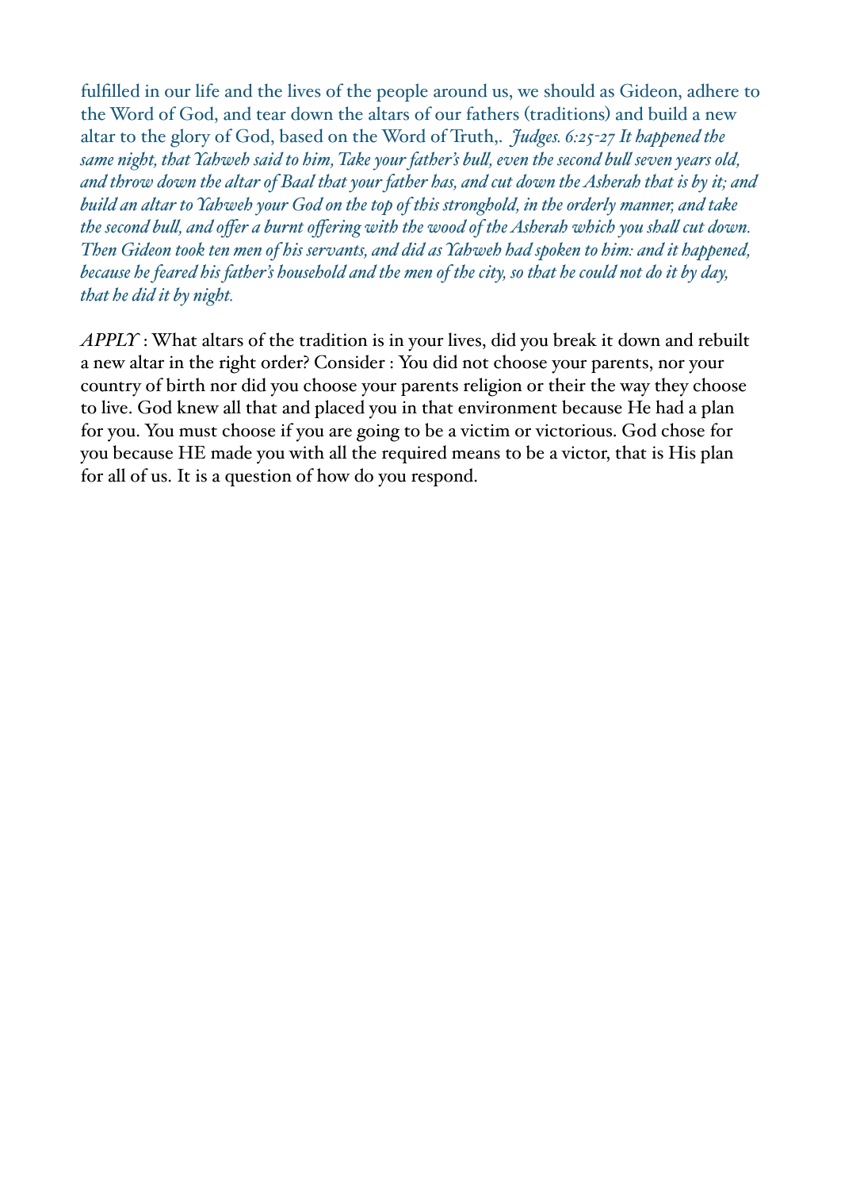fulfilled in our life and the lives of the people around us, we should as Gideon, adhere to the Word of God, and tear down the altars of our fathers (traditions) and build a new altar to the glory of God, based on the Word of Truth,. *Judges. 6:25-27 It happened the same night, that Yahweh said to him, Take your father's bull, even the second bull seven years old, and throw down the altar of Baal that your father has, and cut down the Asherah that is by it; and build an altar to Yahweh your God on the top of this stronghold, in the orderly manner, and take the second bull, and offer a burnt offering with the wood of the Asherah which you shall cut down. Then Gideon took ten men of his servants, and did as Yahweh had spoken to him: and it happened, because he feared his father's household and the men of the city, so that he could not do it by day, that he did it by night.*

*APPLY* : What altars of the tradition is in your lives, did you break it down and rebuilt a new altar in the right order? Consider : You did not choose your parents, nor your country of birth nor did you choose your parents religion or their the way they choose to live. God knew all that and placed you in that environment because He had a plan for you. You must choose if you are going to be a victim or victorious. God chose for you because HE made you with all the required means to be a victor, that is His plan for all of us. It is a question of how do you respond.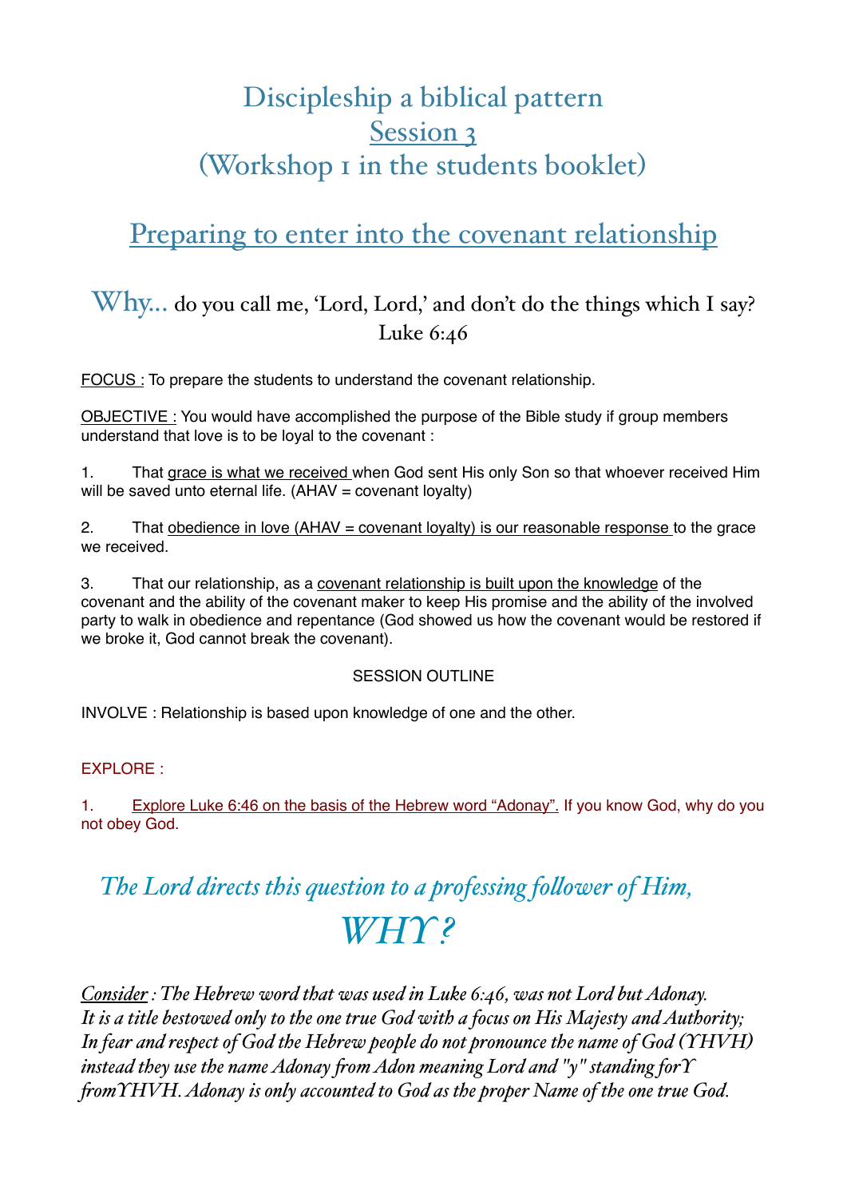# Discipleship a biblical pattern
## <u>Session 3</u>
## (Workshop 1 in the students booklet)

## <u>Preparing to enter into the covenant relationship</u>

### Why... do you call me, 'Lord, Lord,' and don't do the things which I say? Luke 6:46

<u>FOCUS :</u> To prepare the students to understand the covenant relationship.

<u>OBJECTIVE :</u> You would have accomplished the purpose of the Bible study if group members understand that love is to be loyal to the covenant :

1. That <u>grace is what we received</u> when God sent His only Son so that whoever received Him will be saved unto eternal life. (AHAV = covenant loyalty)

2. That <u>obedience in love (AHAV = covenant loyalty) is our reasonable response</u> to the grace we received.

3. That our relationship, as a <u>covenant relationship is built upon the knowledge</u> of the covenant and the ability of the covenant maker to keep His promise and the ability of the involved party to walk in obedience and repentance (God showed us how the covenant would be restored if we broke it, God cannot break the covenant).

SESSION OUTLINE

INVOLVE : Relationship is based upon knowledge of one and the other.

EXPLORE :

1. <u>Explore Luke 6:46 on the basis of the Hebrew word "Adonay".</u> If you know God, why do you not obey God.

*The Lord directs this question to a professing follower of Him,*

*WHY?*

*<u>Consider</u> : The Hebrew word that was used in Luke 6:46, was not Lord but Adonay. It is a title bestowed only to the one true God with a focus on His Majesty and Authority; In fear and respect of God the Hebrew people do not pronounce the name of God (YHVH) instead they use the name Adonay from Adon meaning Lord and "y" standing for Y from YHVH. Adonay is only accounted to God as the proper Name of the one true God.*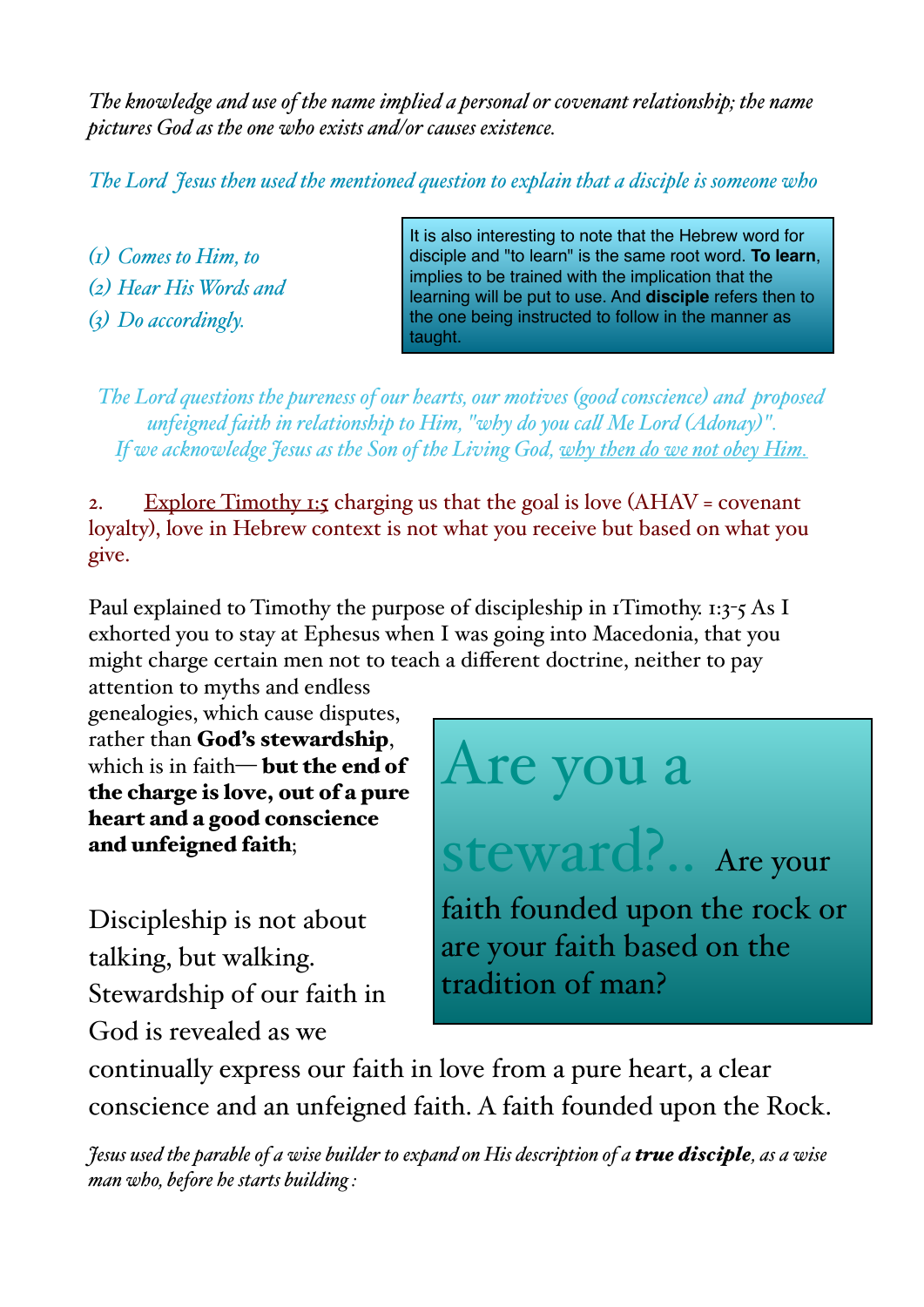*The knowledge and use of the name implied a personal or covenant relationship; the name pictures God as the one who exists and/or causes existence.*

*The Lord Jesus then used the mentioned question to explain that a disciple is someone who*

*(1) Comes to Him, to*
*(2) Hear His Words and*
*(3) Do accordingly.*

It is also interesting to note that the Hebrew word for disciple and "to learn" is the same root word. **To learn**, implies to be trained with the implication that the learning will be put to use. And **disciple** refers then to the one being instructed to follow in the manner as taught.

*The Lord questions the pureness of our hearts, our motives (good conscience) and proposed unfeigned faith in relationship to Him, "why do you call Me Lord (Adonay)". If we acknowledge Jesus as the Son of the Living God, why then do we not obey Him.*

2. Explore Timothy 1:5 charging us that the goal is love (AHAV = covenant loyalty), love in Hebrew context is not what you receive but based on what you give.

Paul explained to Timothy the purpose of discipleship in 1Timothy. 1:3-5 As I exhorted you to stay at Ephesus when I was going into Macedonia, that you might charge certain men not to teach a different doctrine, neither to pay attention to myths and endless genealogies, which cause disputes, rather than **God's stewardship**, which is in faith— **but the end of the charge is love, out of a pure heart and a good conscience and unfeigned faith**;

Are you a steward?.. Are your faith founded upon the rock or are your faith based on the tradition of man?

Discipleship is not about talking, but walking. Stewardship of our faith in God is revealed as we continually express our faith in love from a pure heart, a clear conscience and an unfeigned faith. A faith founded upon the Rock.

*Jesus used the parable of a wise builder to expand on His description of a **true disciple**, as a wise man who, before he starts building :*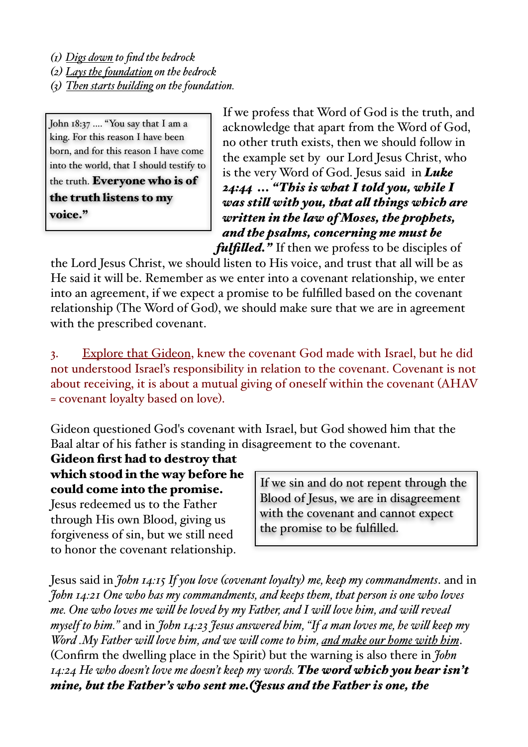*(1) <u>Digs down</u> to find the bedrock*
*(2) <u>Lays the foundation</u> on the bedrock*
*(3) <u>Then starts building</u> on the foundation.*

> John 18:37 .... "You say that I am a king. For this reason I have been born, and for this reason I have come into the world, that I should testify to the truth. **Everyone who is of the truth listens to my voice."**

If we profess that Word of God is the truth, and acknowledge that apart from the Word of God, no other truth exists, then we should follow in the example set by our Lord Jesus Christ, who is the very Word of God. Jesus said in ***Luke 24:44 ... "This is what I told you, while I was still with you, that all things which are written in the law of Moses, the prophets, and the psalms, concerning me must be fulfilled."*** If then we profess to be disciples of the Lord Jesus Christ, we should listen to His voice, and trust that all will be as He said it will be. Remember as we enter into a covenant relationship, we enter into an agreement, if we expect a promise to be fulfilled based on the covenant relationship (The Word of God), we should make sure that we are in agreement with the prescribed covenant.

3. <u>Explore that Gideon</u>, knew the covenant God made with Israel, but he did not understood Israel's responsibility in relation to the covenant. Covenant is not about receiving, it is about a mutual giving of oneself within the covenant (AHAV = covenant loyalty based on love).

Gideon questioned God's covenant with Israel, but God showed him that the Baal altar of his father is standing in disagreement to the covenant. **Gideon first had to destroy that which stood in the way before he could come into the promise.** Jesus redeemed us to the Father through His own Blood, giving us forgiveness of sin, but we still need to honor the covenant relationship.

> If we sin and do not repent through the Blood of Jesus, we are in disagreement with the covenant and cannot expect the promise to be fulfilled.

Jesus said in *John 14:15 If you love (covenant loyalty) me, keep my commandments*. and in *John 14:21 One who has my commandments, and keeps them, that person is one who loves me. One who loves me will be loved by my Father, and I will love him, and will reveal myself to him."* and in *John 14:23 Jesus answered him, "If a man loves me, he will keep my Word .My Father will love him, and we will come to him, <u>and make our home with him</u>*. (Confirm the dwelling place in the Spirit) but the warning is also there in *John 14:24 He who doesn't love me doesn't keep my words.* ***The word which you hear isn't mine, but the Father's who sent me.(Jesus and the Father is one, the***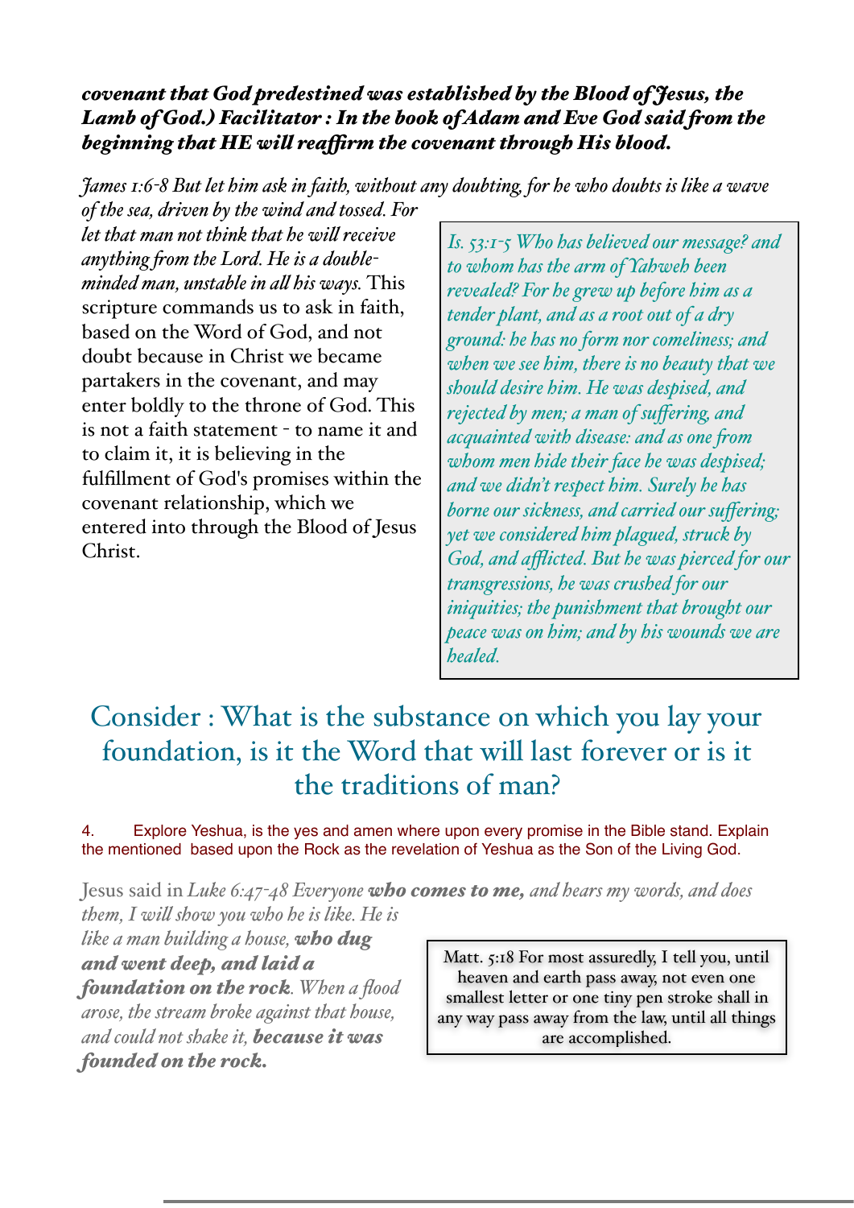***covenant that God predestined was established by the Blood of Jesus, the Lamb of God.) Facilitator : In the book of Adam and Eve God said from the beginning that HE will reaffirm the covenant through His blood.***

*James 1:6-8 But let him ask in faith, without any doubting, for he who doubts is like a wave of the sea, driven by the wind and tossed. For let that man not think that he will receive anything from the Lord. He is a double-minded man, unstable in all his ways.* This scripture commands us to ask in faith, based on the Word of God, and not doubt because in Christ we became partakers in the covenant, and may enter boldly to the throne of God. This is not a faith statement - to name it and to claim it, it is believing in the fulfillment of God's promises within the covenant relationship, which we entered into through the Blood of Jesus Christ.

> *Is. 53:1-5 Who has believed our message? and to whom has the arm of Yahweh been revealed? For he grew up before him as a tender plant, and as a root out of a dry ground: he has no form nor comeliness; and when we see him, there is no beauty that we should desire him. He was despised, and rejected by men; a man of suffering, and acquainted with disease: and as one from whom men hide their face he was despised; and we didn't respect him. Surely he has borne our sickness, and carried our suffering; yet we considered him plagued, struck by God, and afflicted. But he was pierced for our transgressions, he was crushed for our iniquities; the punishment that brought our peace was on him; and by his wounds we are healed.*

## Consider : What is the substance on which you lay your foundation, is it the Word that will last forever or is it the traditions of man?

4. Explore Yeshua, is the yes and amen where upon every promise in the Bible stand. Explain the mentioned based upon the Rock as the revelation of Yeshua as the Son of the Living God.

Jesus said in *Luke 6:47-48 Everyone **who comes to me,** and hears my words, and does them, I will show you who he is like. He is like a man building a house, **who dug and went deep, and laid a foundation on the rock**. When a flood arose, the stream broke against that house, and could not shake it, **because it was founded on the rock.***

> Matt. 5:18 For most assuredly, I tell you, until heaven and earth pass away, not even one smallest letter or one tiny pen stroke shall in any way pass away from the law, until all things are accomplished.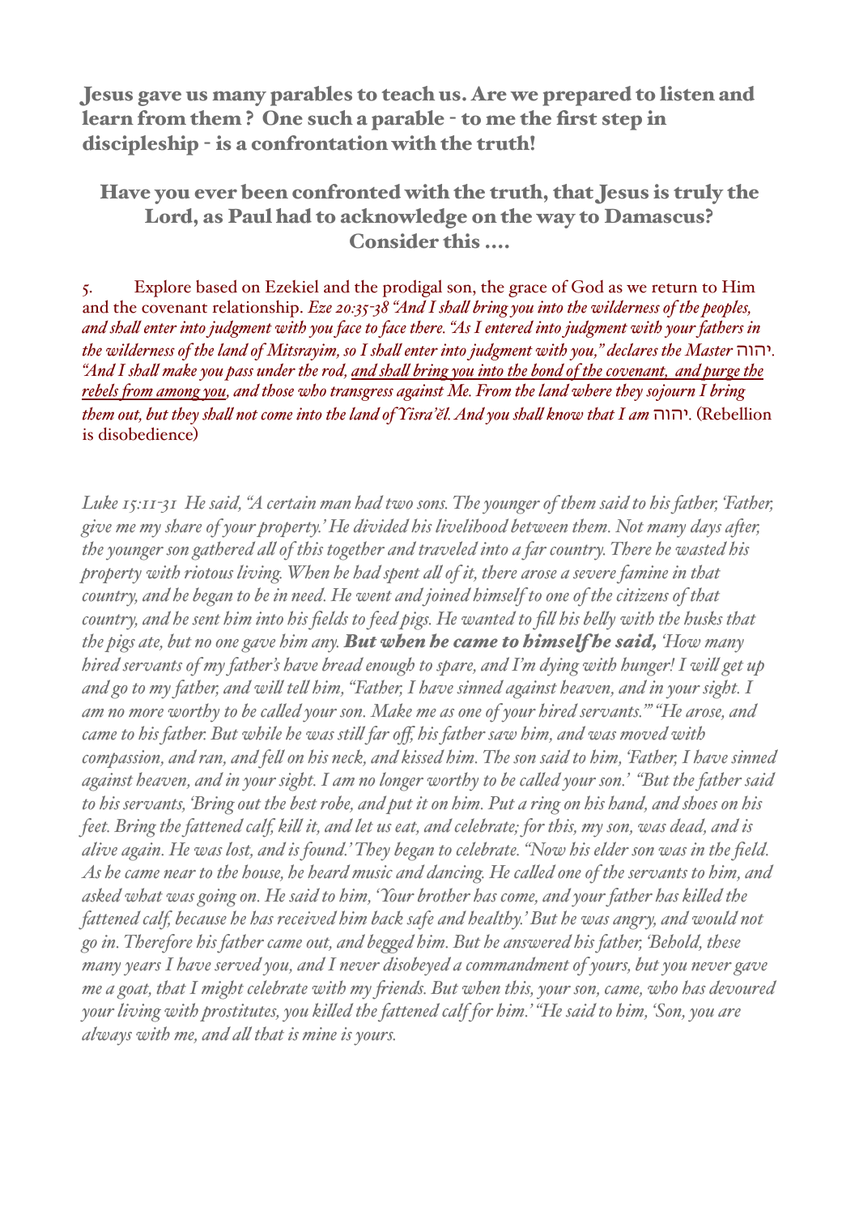## Jesus gave us many parables to teach us. Are we prepared to listen and learn from them ? One such a parable - to me the first step in discipleship - is a confrontation with the truth!

### Have you ever been confronted with the truth, that Jesus is truly the Lord, as Paul had to acknowledge on the way to Damascus? Consider this ....

5. Explore based on Ezekiel and the prodigal son, the grace of God as we return to Him and the covenant relationship. *Eze 20:35-38 "And I shall bring you into the wilderness of the peoples, and shall enter into judgment with you face to face there. "As I entered into judgment with your fathers in the wilderness of the land of Mitsrayim, so I shall enter into judgment with you," declares the Master* יהוה*. "And I shall make you pass under the rod, <u>and shall bring you into the bond of the covenant, and purge the rebels from among you</u>, and those who transgress against Me. From the land where they sojourn I bring them out, but they shall not come into the land of Yisra'ĕl. And you shall know that I am* יהוה. (Rebellion is disobedience)

*Luke 15:11-31 He said, "A certain man had two sons. The younger of them said to his father, 'Father, give me my share of your property.' He divided his livelihood between them. Not many days after, the younger son gathered all of this together and traveled into a far country. There he wasted his property with riotous living. When he had spent all of it, there arose a severe famine in that country, and he began to be in need. He went and joined himself to one of the citizens of that country, and he sent him into his fields to feed pigs. He wanted to fill his belly with the husks that the pigs ate, but no one gave him any.* ***But when he came to himself he said,*** *'How many hired servants of my father's have bread enough to spare, and I'm dying with hunger! I will get up and go to my father, and will tell him, "Father, I have sinned against heaven, and in your sight. I am no more worthy to be called your son. Make me as one of your hired servants."' "He arose, and came to his father. But while he was still far off, his father saw him, and was moved with compassion, and ran, and fell on his neck, and kissed him. The son said to him, 'Father, I have sinned against heaven, and in your sight. I am no longer worthy to be called your son.' "But the father said to his servants, 'Bring out the best robe, and put it on him. Put a ring on his hand, and shoes on his feet. Bring the fattened calf, kill it, and let us eat, and celebrate; for this, my son, was dead, and is alive again. He was lost, and is found.' They began to celebrate. "Now his elder son was in the field. As he came near to the house, he heard music and dancing. He called one of the servants to him, and asked what was going on. He said to him, 'Your brother has come, and your father has killed the fattened calf, because he has received him back safe and healthy.' But he was angry, and would not go in. Therefore his father came out, and begged him. But he answered his father, 'Behold, these many years I have served you, and I never disobeyed a commandment of yours, but you never gave me a goat, that I might celebrate with my friends. But when this, your son, came, who has devoured your living with prostitutes, you killed the fattened calf for him.' "He said to him, 'Son, you are always with me, and all that is mine is yours.*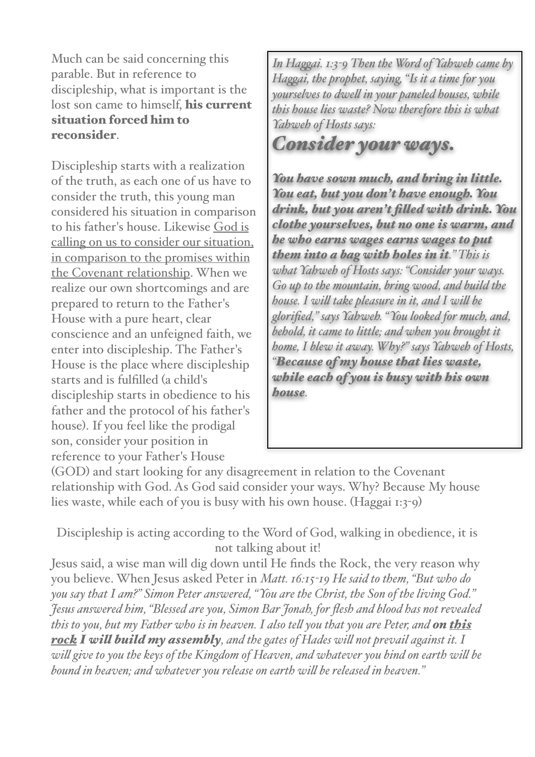Much can be said concerning this parable. But in reference to discipleship, what is important is the lost son came to himself, **his current situation forced him to reconsider**.

> *In Haggai. 1:3-9 Then the Word of Yahweh came by Haggai, the prophet, saying, "Is it a time for you yourselves to dwell in your paneled houses, while this house lies waste? Now therefore this is what Yahweh of Hosts says:*
>
> ***Consider your ways.***
>
> ***You have sown much, and bring in little. You eat, but you don't have enough. You drink, but you aren't filled with drink. You clothe yourselves, but no one is warm, and he who earns wages earns wages to put them into a bag with holes in it****." This is what Yahweh of Hosts says: "Consider your ways. Go up to the mountain, bring wood, and build the house. I will take pleasure in it, and I will be glorified," says Yahweh. "You looked for much, and, behold, it came to little; and when you brought it home, I blew it away. Why?" says Yahweh of Hosts, "****Because of my house that lies waste, while each of you is busy with his own house****.*

Discipleship starts with a realization of the truth, as each one of us have to consider the truth, this young man considered his situation in comparison to his father's house. Likewise <u>God is calling on us to consider our situation, in comparison to the promises within the Covenant relationship</u>. When we realize our own shortcomings and are prepared to return to the Father's House with a pure heart, clear conscience and an unfeigned faith, we enter into discipleship. The Father's House is the place where discipleship starts and is fulfilled (a child's discipleship starts in obedience to his father and the protocol of his father's house). If you feel like the prodigal son, consider your position in reference to your Father's House (GOD) and start looking for any disagreement in relation to the Covenant relationship with God. As God said consider your ways. Why? Because My house lies waste, while each of you is busy with his own house. (Haggai 1:3-9)

Discipleship is acting according to the Word of God, walking in obedience, it is not talking about it!

Jesus said, a wise man will dig down until He finds the Rock, the very reason why you believe. When Jesus asked Peter in *Matt. 16:15-19 He said to them, "But who do you say that I am?" Simon Peter answered, "You are the Christ, the Son of the living God." Jesus answered him, "Blessed are you, Simon Bar Jonah, for flesh and blood has not revealed this to you, but my Father who is in heaven. I also tell you that you are Peter, and* ***on <u>this rock</u> I will build my assembly****, and the gates of Hades will not prevail against it. I will give to you the keys of the Kingdom of Heaven, and whatever you bind on earth will be bound in heaven; and whatever you release on earth will be released in heaven."*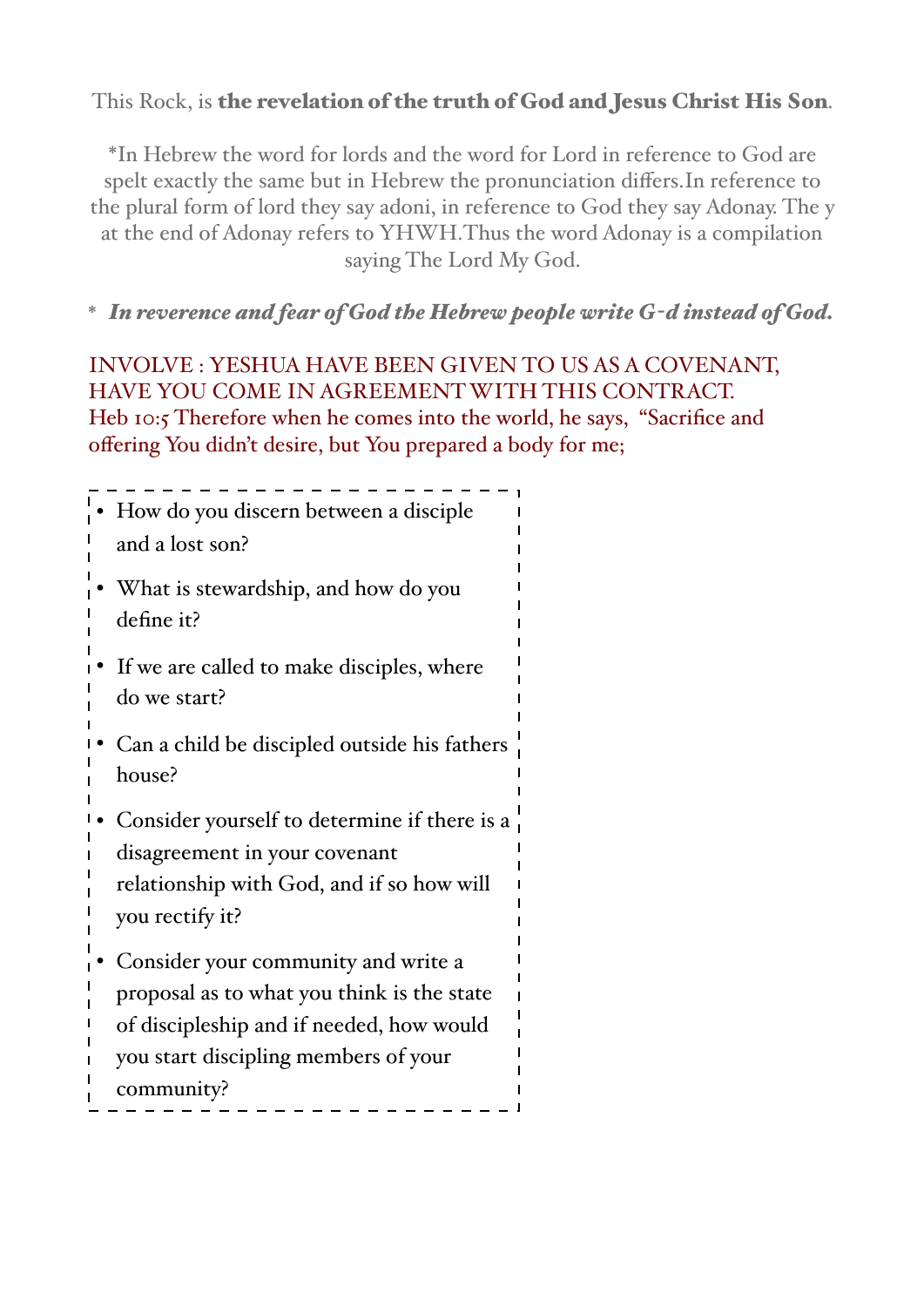This Rock, is **the revelation of the truth of God and Jesus Christ His Son**.

*In Hebrew the word for lords and the word for Lord in reference to God are spelt exactly the same but in Hebrew the pronunciation differs.In reference to the plural form of lord they say adoni, in reference to God they say Adonay. The y at the end of Adonay refers to YHWH.Thus the word Adonay is a compilation saying The Lord My God.

\* ***In reverence and fear of God the Hebrew people write G-d instead of God.***

INVOLVE : YESHUA HAVE BEEN GIVEN TO US AS A COVENANT, HAVE YOU COME IN AGREEMENT WITH THIS CONTRACT.
Heb 10:5 Therefore when he comes into the world, he says, "Sacrifice and offering You didn't desire, but You prepared a body for me;

- How do you discern between a disciple and a lost son?
- What is stewardship, and how do you define it?
- If we are called to make disciples, where do we start?
- Can a child be discipled outside his fathers house?
- Consider yourself to determine if there is a disagreement in your covenant relationship with God, and if so how will you rectify it?
- Consider your community and write a proposal as to what you think is the state of discipleship and if needed, how would you start discipling members of your community?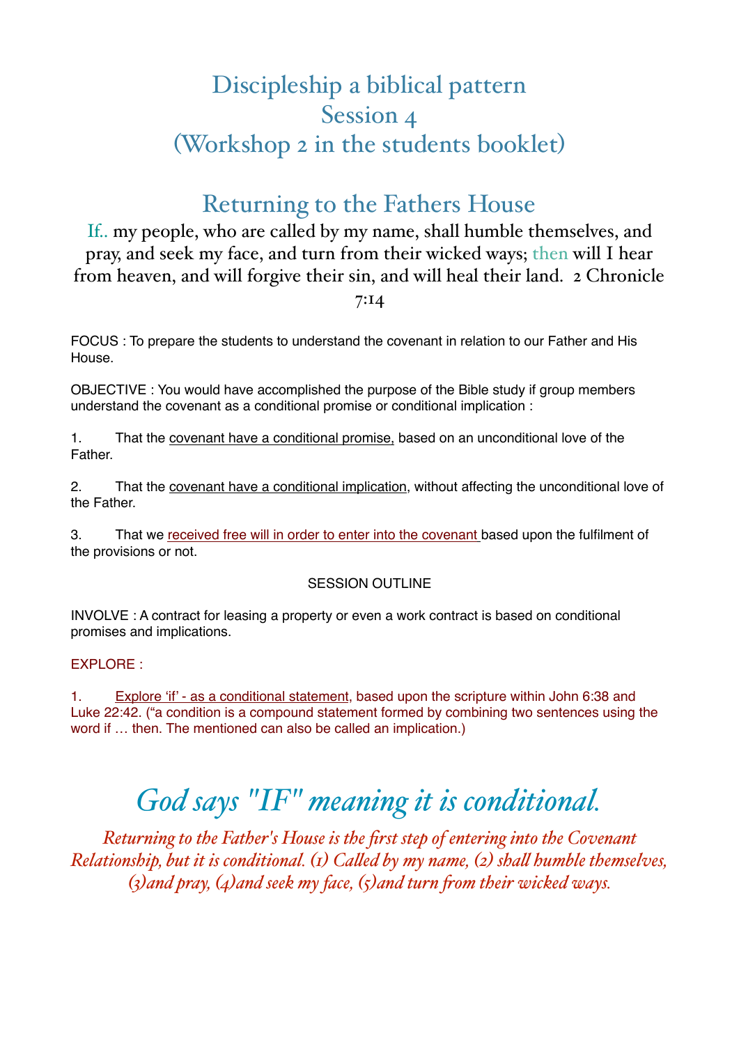# Discipleship a biblical pattern
# Session 4
# (Workshop 2 in the students booklet)

## Returning to the Fathers House

If.. my people, who are called by my name, shall humble themselves, and pray, and seek my face, and turn from their wicked ways; then will I hear from heaven, and will forgive their sin, and will heal their land. 2 Chronicle 7:14

FOCUS : To prepare the students to understand the covenant in relation to our Father and His House.

OBJECTIVE : You would have accomplished the purpose of the Bible study if group members understand the covenant as a conditional promise or conditional implication :

1. That the covenant have a conditional promise, based on an unconditional love of the Father.

2. That the covenant have a conditional implication, without affecting the unconditional love of the Father.

3. That we received free will in order to enter into the covenant based upon the fulfilment of the provisions or not.

SESSION OUTLINE

INVOLVE : A contract for leasing a property or even a work contract is based on conditional promises and implications.

EXPLORE :

1. Explore 'if' - as a conditional statement, based upon the scripture within John 6:38 and Luke 22:42. ("a condition is a compound statement formed by combining two sentences using the word if … then. The mentioned can also be called an implication.)

## *God says "IF" meaning it is conditional.*

*Returning to the Father's House is the first step of entering into the Covenant Relationship, but it is conditional. (1) Called by my name, (2) shall humble themselves, (3)and pray, (4)and seek my face, (5)and turn from their wicked ways.*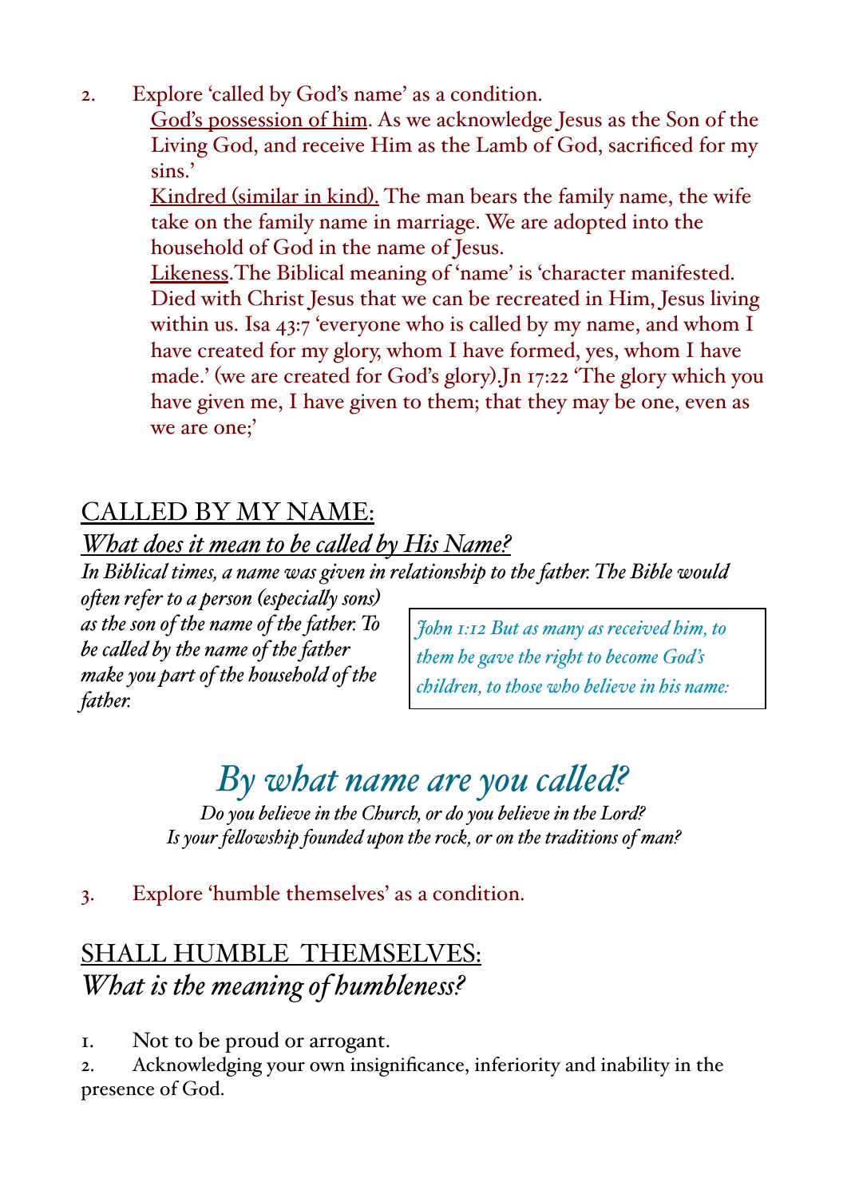2. Explore 'called by God's name' as a condition.

   <u>God's possession of him</u>. As we acknowledge Jesus as the Son of the Living God, and receive Him as the Lamb of God, sacrificed for my sins.'

   <u>Kindred (similar in kind).</u> The man bears the family name, the wife take on the family name in marriage. We are adopted into the household of God in the name of Jesus.

   <u>Likeness</u>.The Biblical meaning of 'name' is 'character manifested. Died with Christ Jesus that we can be recreated in Him, Jesus living within us. Isa 43:7 'everyone who is called by my name, and whom I have created for my glory, whom I have formed, yes, whom I have made.' (we are created for God's glory).Jn 17:22 'The glory which you have given me, I have given to them; that they may be one, even as we are one;'

## <u>CALLED BY MY NAME:</u>

### <u>*What does it mean to be called by His Name?*</u>

*In Biblical times, a name was given in relationship to the father. The Bible would often refer to a person (especially sons) as the son of the name of the father. To be called by the name of the father make you part of the household of the father.*

> *John 1:12 But as many as received him, to them he gave the right to become God's children, to those who believe in his name:*

## *By what name are you called?*

*Do you believe in the Church, or do you believe in the Lord?*
*Is your fellowship founded upon the rock, or on the traditions of man?*

3. Explore 'humble themselves' as a condition.

## <u>SHALL HUMBLE THEMSELVES:</u>

### *What is the meaning of humbleness?*

1. Not to be proud or arrogant.
2. Acknowledging your own insignificance, inferiority and inability in the presence of God.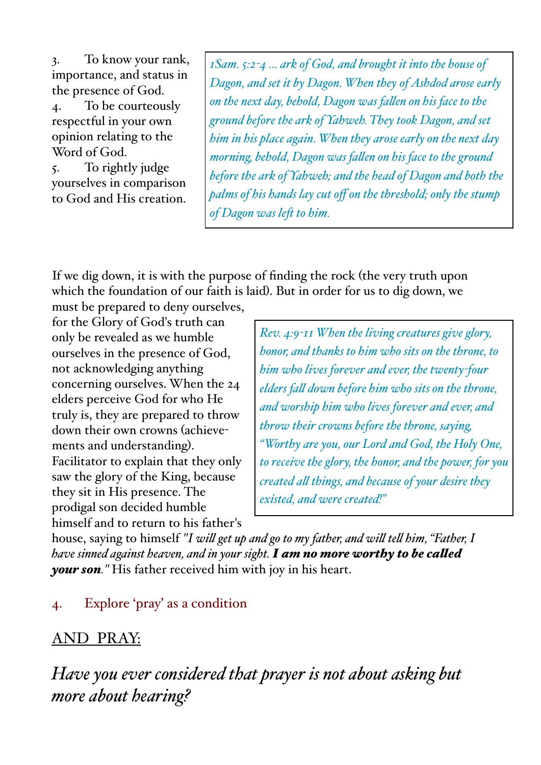3. To know your rank, importance, and status in the presence of God.
4. To be courteously respectful in your own opinion relating to the Word of God.
5. To rightly judge yourselves in comparison to God and His creation.

> *1Sam. 5:2-4 … ark of God, and brought it into the house of Dagon, and set it by Dagon. When they of Ashdod arose early on the next day, behold, Dagon was fallen on his face to the ground before the ark of Yahweh. They took Dagon, and set him in his place again. When they arose early on the next day morning, behold, Dagon was fallen on his face to the ground before the ark of Yahweh; and the head of Dagon and both the palms of his hands lay cut off on the threshold; only the stump of Dagon was left to him.*

If we dig down, it is with the purpose of finding the rock (the very truth upon which the foundation of our faith is laid). But in order for us to dig down, we must be prepared to deny ourselves, for the Glory of God's truth can only be revealed as we humble ourselves in the presence of God, not acknowledging anything concerning ourselves. When the 24 elders perceive God for who He truly is, they are prepared to throw down their own crowns (achievements and understanding). Facilitator to explain that they only saw the glory of the King, because they sit in His presence. The prodigal son decided humble himself and to return to his father's house, saying to himself *"I will get up and go to my father, and will tell him, "Father, I have sinned against heaven, and in your sight.* ***I am no more worthy to be called your son****."* His father received him with joy in his heart.

> *Rev. 4:9-11 When the living creatures give glory, honor, and thanks to him who sits on the throne, to him who lives forever and ever, the twenty-four elders fall down before him who sits on the throne, and worship him who lives forever and ever, and throw their crowns before the throne, saying, "Worthy are you, our Lord and God, the Holy One, to receive the glory, the honor, and the power, for you created all things, and because of your desire they existed, and were created!"*

4. Explore 'pray' as a condition

AND PRAY:

*Have you ever considered that prayer is not about asking but more about hearing?*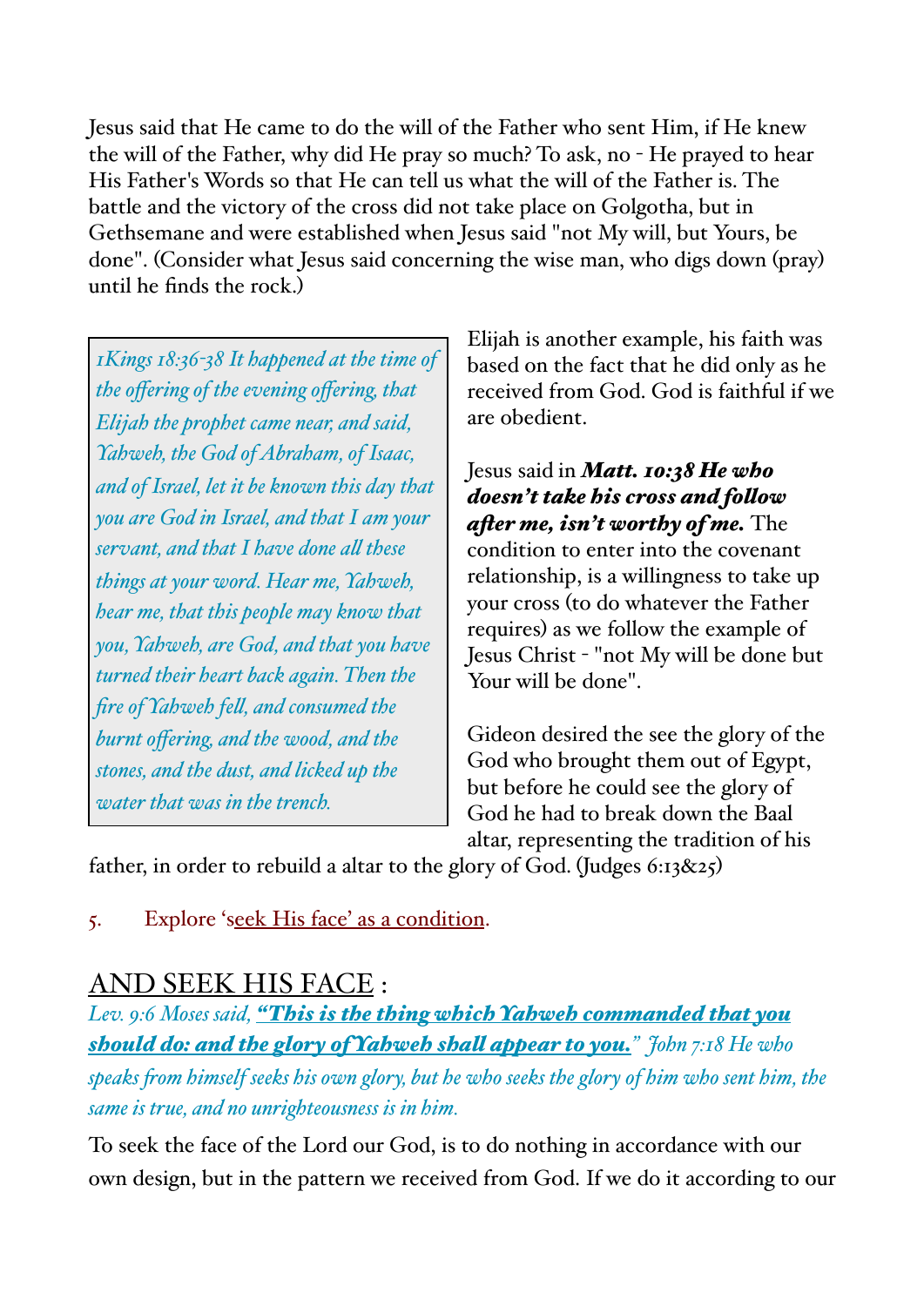Jesus said that He came to do the will of the Father who sent Him, if He knew the will of the Father, why did He pray so much? To ask, no - He prayed to hear His Father's Words so that He can tell us what the will of the Father is. The battle and the victory of the cross did not take place on Golgotha, but in Gethsemane and were established when Jesus said "not My will, but Yours, be done". (Consider what Jesus said concerning the wise man, who digs down (pray) until he finds the rock.)

> *1Kings 18:36-38 It happened at the time of the offering of the evening offering, that Elijah the prophet came near, and said, Yahweh, the God of Abraham, of Isaac, and of Israel, let it be known this day that you are God in Israel, and that I am your servant, and that I have done all these things at your word. Hear me, Yahweh, hear me, that this people may know that you, Yahweh, are God, and that you have turned their heart back again. Then the fire of Yahweh fell, and consumed the burnt offering, and the wood, and the stones, and the dust, and licked up the water that was in the trench.*

Elijah is another example, his faith was based on the fact that he did only as he received from God. God is faithful if we are obedient.

Jesus said in ***Matt. 10:38 He who doesn't take his cross and follow after me, isn't worthy of me.*** The condition to enter into the covenant relationship, is a willingness to take up your cross (to do whatever the Father requires) as we follow the example of Jesus Christ - "not My will be done but Your will be done".

Gideon desired the see the glory of the God who brought them out of Egypt, but before he could see the glory of God he had to break down the Baal altar, representing the tradition of his father, in order to rebuild a altar to the glory of God. (Judges 6:13&25)

5. Explore 'seek His face' as a condition.

## AND SEEK HIS FACE :

*Lev. 9:6 Moses said,* ***"This is the thing which Yahweh commanded that you should do: and the glory of Yahweh shall appear to you."*** *John 7:18 He who speaks from himself seeks his own glory, but he who seeks the glory of him who sent him, the same is true, and no unrighteousness is in him.*

To seek the face of the Lord our God, is to do nothing in accordance with our own design, but in the pattern we received from God. If we do it according to our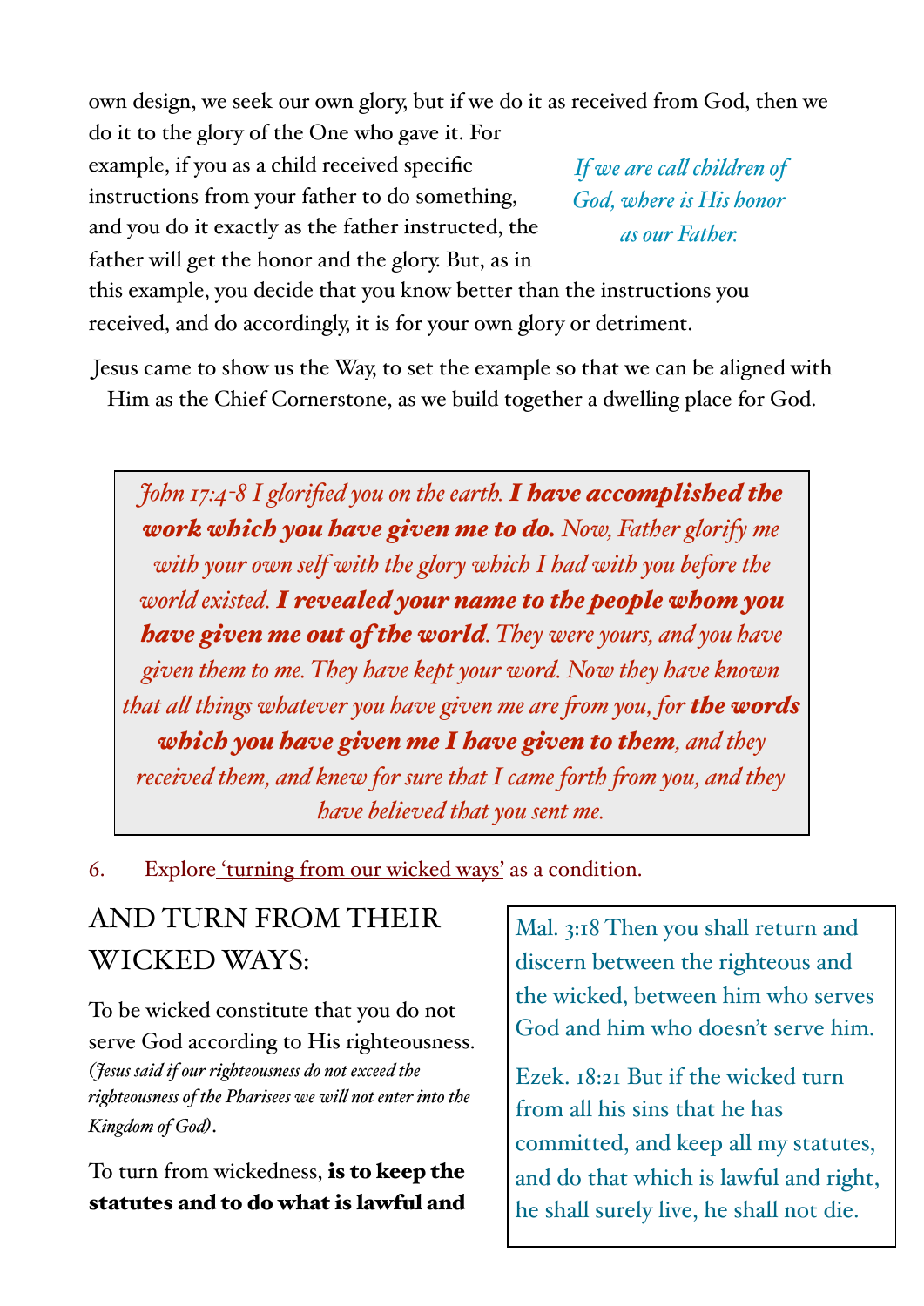own design, we seek our own glory, but if we do it as received from God, then we do it to the glory of the One who gave it. For example, if you as a child received specific instructions from your father to do something, and you do it exactly as the father instructed, the father will get the honor and the glory. But, as in this example, you decide that you know better than the instructions you received, and do accordingly, it is for your own glory or detriment.

*If we are call children of God, where is His honor as our Father.*

Jesus came to show us the Way, to set the example so that we can be aligned with Him as the Chief Cornerstone, as we build together a dwelling place for God.

> *John 17:4-8 I glorified you on the earth.* ***I have accomplished the work which you have given me to do.*** *Now, Father glorify me with your own self with the glory which I had with you before the world existed.* ***I revealed your name to the people whom you have given me out of the world****. They were yours, and you have given them to me. They have kept your word. Now they have known that all things whatever you have given me are from you, for* ***the words which you have given me I have given to them****, and they received them, and knew for sure that I came forth from you, and they have believed that you sent me.*

6. Explore 'turning from our wicked ways' as a condition.

## AND TURN FROM THEIR WICKED WAYS:

> Mal. 3:18 Then you shall return and discern between the righteous and the wicked, between him who serves God and him who doesn't serve him.
>
> Ezek. 18:21 But if the wicked turn from all his sins that he has committed, and keep all my statutes, and do that which is lawful and right, he shall surely live, he shall not die.

To be wicked constitute that you do not serve God according to His righteousness. *(Jesus said if our righteousness do not exceed the righteousness of the Pharisees we will not enter into the Kingdom of God)*.

To turn from wickedness, **is to keep the statutes and to do what is lawful and**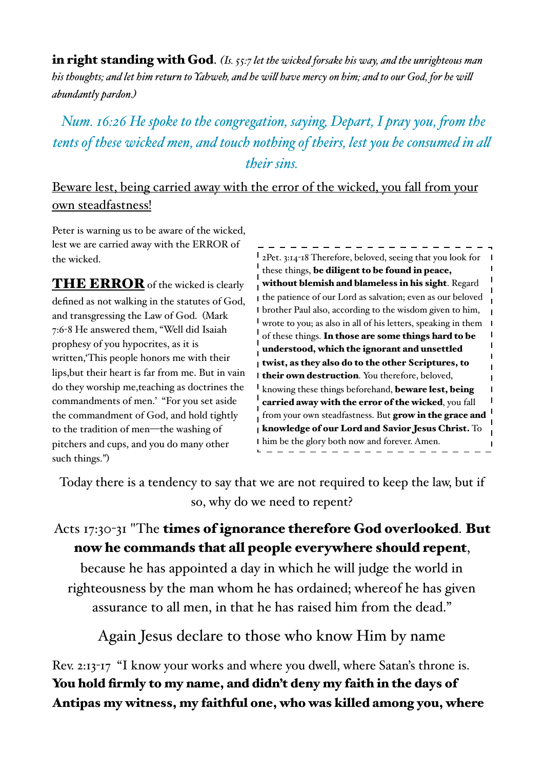**in right standing with God**. *(Is. 55:7 let the wicked forsake his way, and the unrighteous man his thoughts; and let him return to Yahweh, and he will have mercy on him; and to our God, for he will abundantly pardon.)*

*Num. 16:26 He spoke to the congregation, saying, Depart, I pray you, from the tents of these wicked men, and touch nothing of theirs, lest you be consumed in all their sins.*

Beware lest, being carried away with the error of the wicked, you fall from your own steadfastness!

Peter is warning us to be aware of the wicked, lest we are carried away with the ERROR of the wicked.

**THE ERROR** of the wicked is clearly defined as not walking in the statutes of God, and transgressing the Law of God. (Mark 7:6-8 He answered them, "Well did Isaiah prophesy of you hypocrites, as it is written,'This people honors me with their lips,but their heart is far from me. But in vain do they worship me,teaching as doctrines the commandments of men.' "For you set aside the commandment of God, and hold tightly to the tradition of men—the washing of pitchers and cups, and you do many other such things.")

2Pet. 3:14-18 Therefore, beloved, seeing that you look for these things, **be diligent to be found in peace, without blemish and blameless in his sight**. Regard the patience of our Lord as salvation; even as our beloved brother Paul also, according to the wisdom given to him, wrote to you; as also in all of his letters, speaking in them of these things. **In those are some things hard to be understood, which the ignorant and unsettled twist, as they also do to the other Scriptures, to their own destruction**. You therefore, beloved, knowing these things beforehand, **beware lest, being carried away with the error of the wicked**, you fall from your own steadfastness. But **grow in the grace and knowledge of our Lord and Savior Jesus Christ.** To him be the glory both now and forever. Amen.

Today there is a tendency to say that we are not required to keep the law, but if so, why do we need to repent?

Acts 17:30-31 "The **times of ignorance therefore God overlooked**. **But now he commands that all people everywhere should repent**, because he has appointed a day in which he will judge the world in righteousness by the man whom he has ordained; whereof he has given assurance to all men, in that he has raised him from the dead."

Again Jesus declare to those who know Him by name

Rev. 2:13-17 "I know your works and where you dwell, where Satan's throne is. **You hold firmly to my name, and didn't deny my faith in the days of Antipas my witness, my faithful one, who was killed among you, where**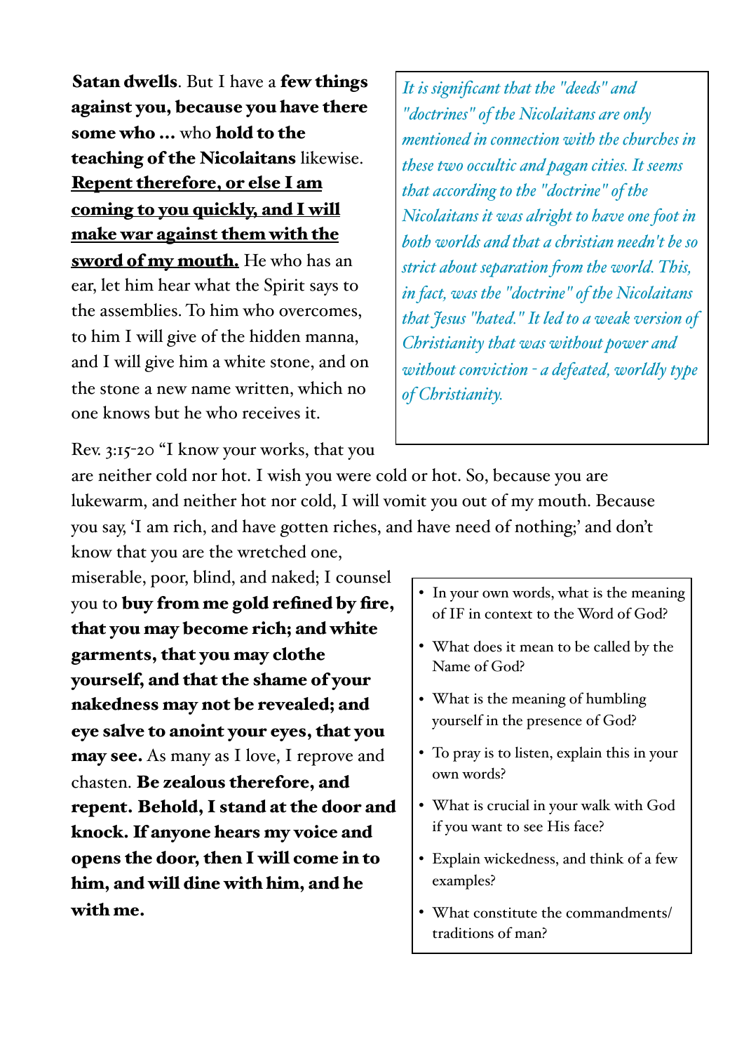**Satan dwells**. But I have a **few things against you, because you have there some who ... who hold to the teaching of the Nicolaitans** likewise. <u>**Repent therefore, or else I am coming to you quickly, and I will make war against them with the sword of my mouth.**</u> He who has an ear, let him hear what the Spirit says to the assemblies. To him who overcomes, to him I will give of the hidden manna, and I will give him a white stone, and on the stone a new name written, which no one knows but he who receives it.

*It is significant that the "deeds" and "doctrines" of the Nicolaitans are only mentioned in connection with the churches in these two occultic and pagan cities. It seems that according to the "doctrine" of the Nicolaitans it was alright to have one foot in both worlds and that a christian needn't be so strict about separation from the world. This, in fact, was the "doctrine" of the Nicolaitans that Jesus "hated." It led to a weak version of Christianity that was without power and without conviction - a defeated, worldly type of Christianity.*

Rev. 3:15-20 "I know your works, that you are neither cold nor hot. I wish you were cold or hot. So, because you are lukewarm, and neither hot nor cold, I will vomit you out of my mouth. Because you say, 'I am rich, and have gotten riches, and have need of nothing;' and don't know that you are the wretched one, miserable, poor, blind, and naked; I counsel you to **buy from me gold refined by fire, that you may become rich; and white garments, that you may clothe yourself, and that the shame of your nakedness may not be revealed; and eye salve to anoint your eyes, that you may see.** As many as I love, I reprove and chasten. **Be zealous therefore, and repent. Behold, I stand at the door and knock. If anyone hears my voice and opens the door, then I will come in to him, and will dine with him, and he with me.**

- In your own words, what is the meaning of IF in context to the Word of God?
- What does it mean to be called by the Name of God?
- What is the meaning of humbling yourself in the presence of God?
- To pray is to listen, explain this in your own words?
- What is crucial in your walk with God if you want to see His face?
- Explain wickedness, and think of a few examples?
- What constitute the commandments/traditions of man?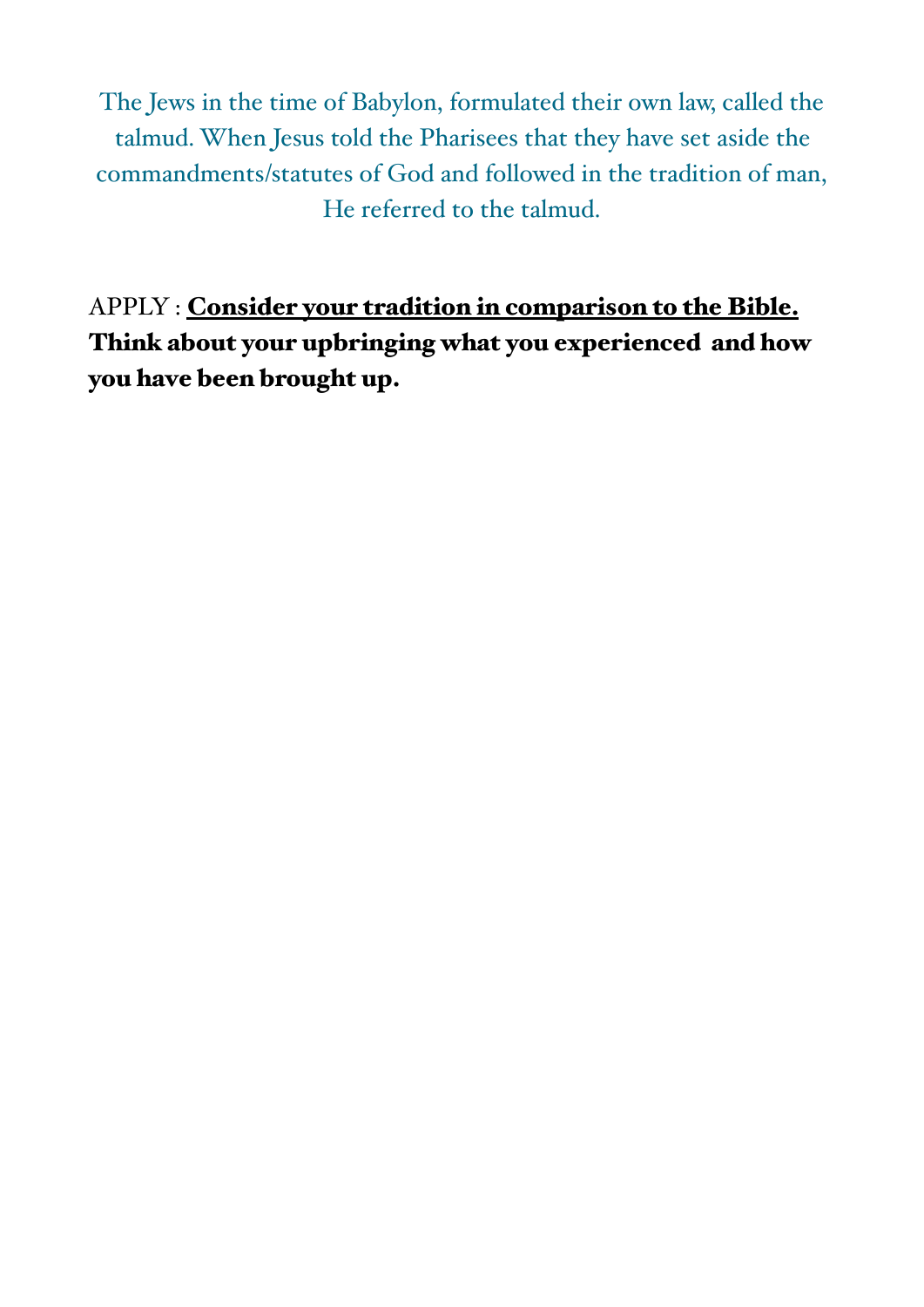The Jews in the time of Babylon, formulated their own law, called the talmud. When Jesus told the Pharisees that they have set aside the commandments/statutes of God and followed in the tradition of man, He referred to the talmud.

APPLY : **<u>Consider your tradition in comparison to the Bible.</u> Think about your upbringing what you experienced and how you have been brought up.**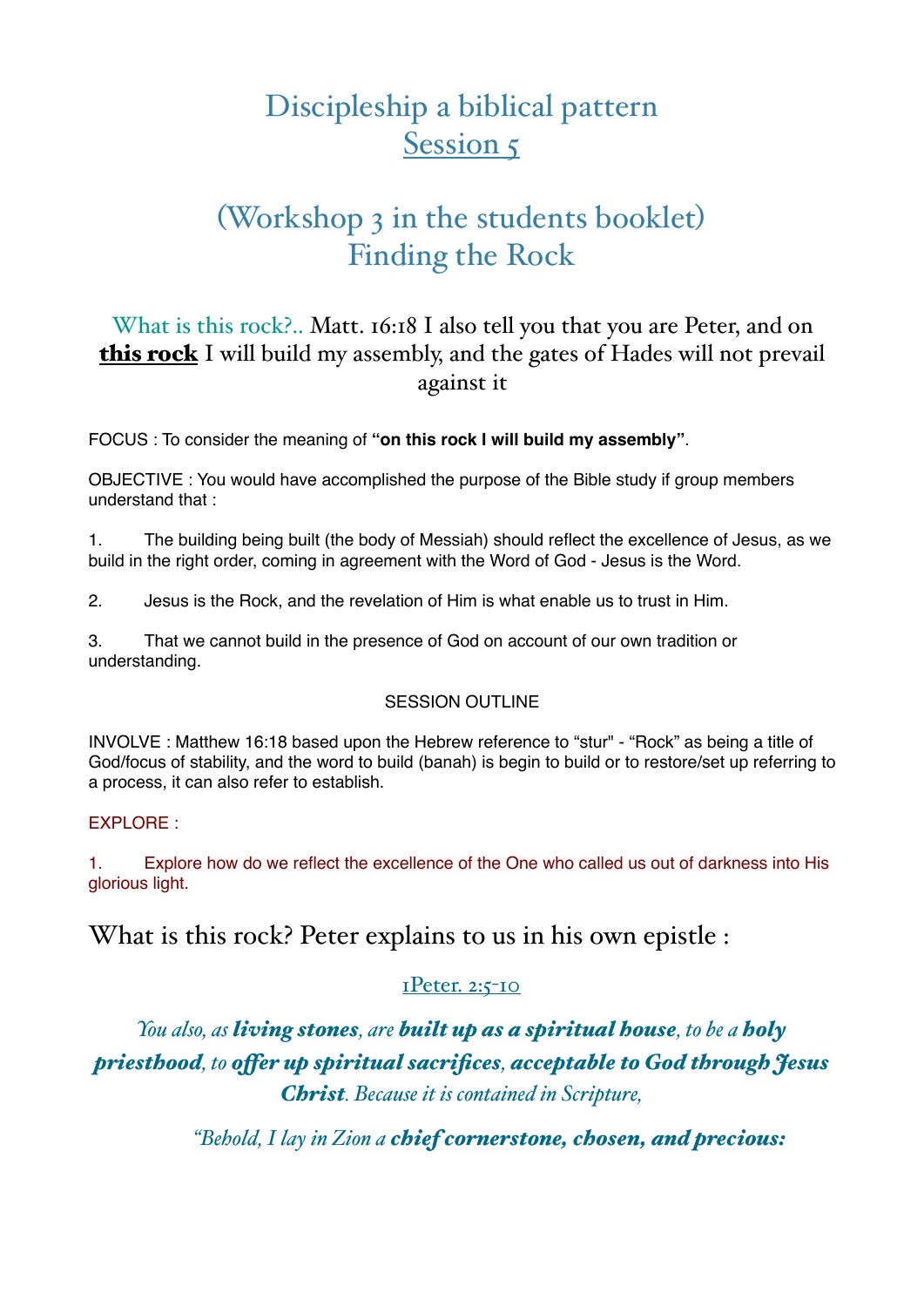# Discipleship a biblical pattern
## Session 5

# (Workshop 3 in the students booklet)
# Finding the Rock

What is this rock?.. Matt. 16:18 I also tell you that you are Peter, and on **this rock** I will build my assembly, and the gates of Hades will not prevail against it

FOCUS : To consider the meaning of **"on this rock I will build my assembly"**.

OBJECTIVE : You would have accomplished the purpose of the Bible study if group members understand that :

1. The building being built (the body of Messiah) should reflect the excellence of Jesus, as we build in the right order, coming in agreement with the Word of God - Jesus is the Word.

2. Jesus is the Rock, and the revelation of Him is what enable us to trust in Him.

3. That we cannot build in the presence of God on account of our own tradition or understanding.

SESSION OUTLINE

INVOLVE : Matthew 16:18 based upon the Hebrew reference to "stur" - "Rock" as being a title of God/focus of stability, and the word to build (banah) is begin to build or to restore/set up referring to a process, it can also refer to establish.

EXPLORE :

1. Explore how do we reflect the excellence of the One who called us out of darkness into His glorious light.

## What is this rock? Peter explains to us in his own epistle :

1Peter. 2:5-10

*You also, as **living stones**, are **built up as a spiritual house**, to be a **holy priesthood**, to **offer up spiritual sacrifices**, **acceptable to God through Jesus Christ**. Because it is contained in Scripture,*

*"Behold, I lay in Zion a **chief cornerstone, chosen, and precious:***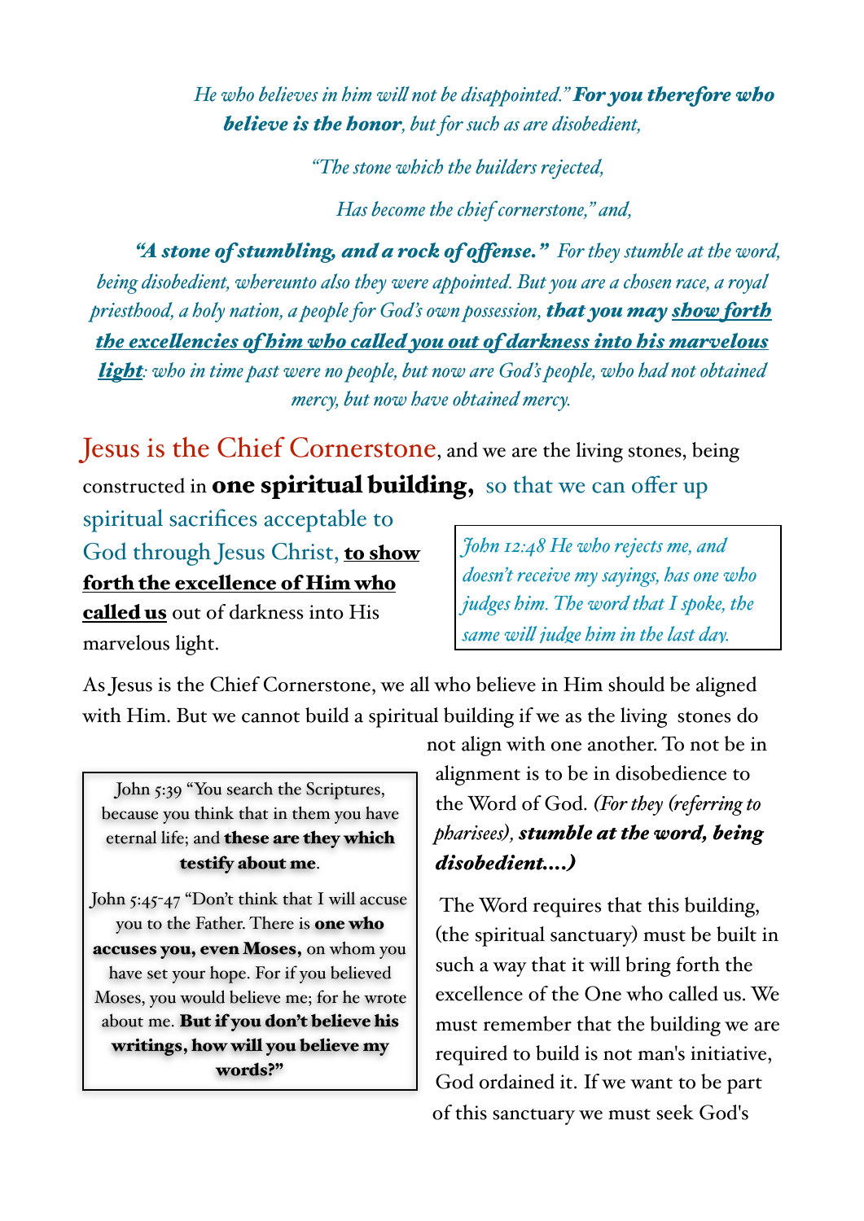*He who believes in him will not be disappointed."* ***For you therefore who believe is the honor****, but for such as are disobedient,*

*"The stone which the builders rejected,*

*Has become the chief cornerstone," and,*

***"A stone of stumbling, and a rock of offense."*** *For they stumble at the word, being disobedient, whereunto also they were appointed. But you are a chosen race, a royal priesthood, a holy nation, a people for God's own possession,* ***that you may <u>show forth the excellencies of him who called you out of darkness into his marvelous light</u>****: who in time past were no people, but now are God's people, who had not obtained mercy, but now have obtained mercy.*

Jesus is the Chief Cornerstone, and we are the living stones, being constructed in **one spiritual building,** so that we can offer up spiritual sacrifices acceptable to God through Jesus Christ, **<u>to show forth the excellence of Him who called us</u>** out of darkness into His marvelous light.

> *John 12:48 He who rejects me, and doesn't receive my sayings, has one who judges him. The word that I spoke, the same will judge him in the last day.*

As Jesus is the Chief Cornerstone, we all who believe in Him should be aligned with Him. But we cannot build a spiritual building if we as the living stones do not align with one another. To not be in alignment is to be in disobedience to the Word of God. *(For they (referring to pharisees),* ***stumble at the word, being disobedient....)***

> John 5:39 "You search the Scriptures, because you think that in them you have eternal life; and **these are they which testify about me**.
>
> John 5:45-47 "Don't think that I will accuse you to the Father. There is **one who accuses you, even Moses,** on whom you have set your hope. For if you believed Moses, you would believe me; for he wrote about me. **But if you don't believe his writings, how will you believe my words?"**

The Word requires that this building, (the spiritual sanctuary) must be built in such a way that it will bring forth the excellence of the One who called us. We must remember that the building we are required to build is not man's initiative, God ordained it. If we want to be part of this sanctuary we must seek God's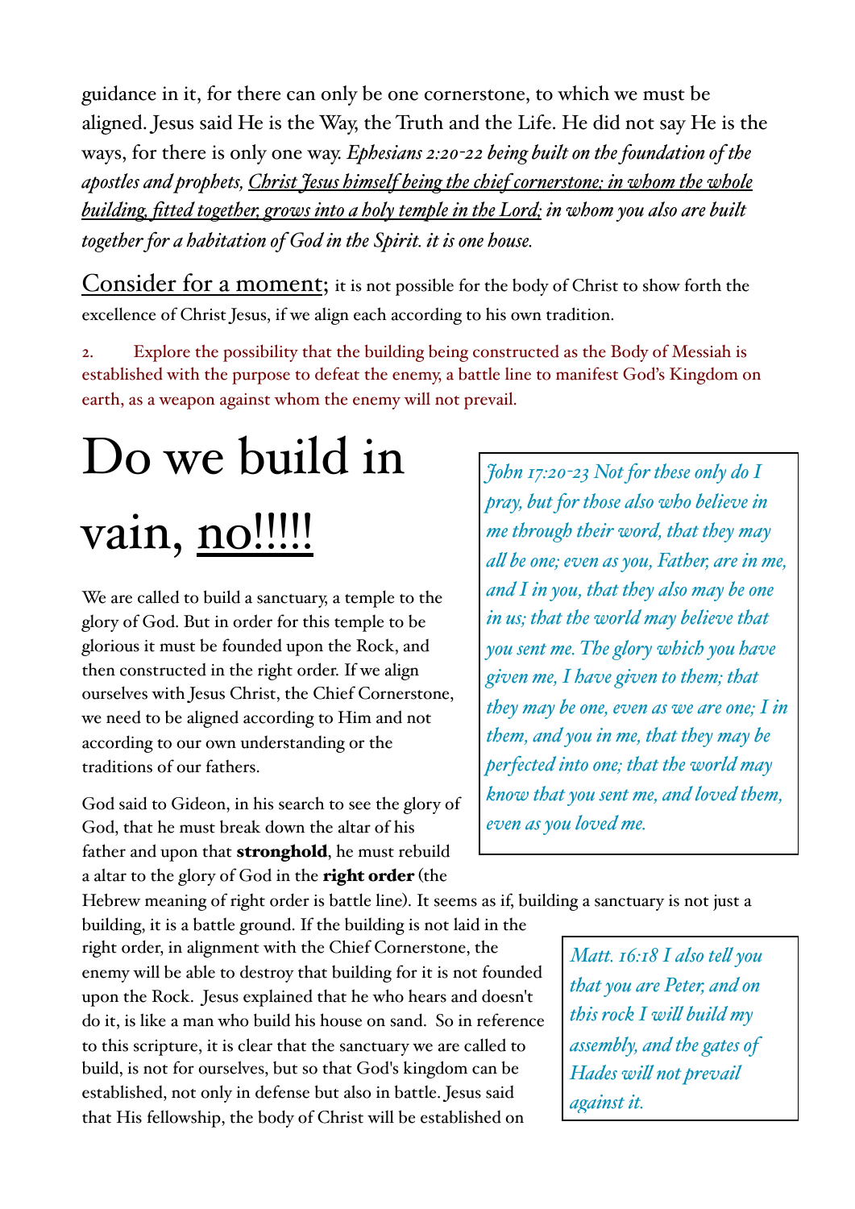guidance in it, for there can only be one cornerstone, to which we must be aligned. Jesus said He is the Way, the Truth and the Life. He did not say He is the ways, for there is only one way. *Ephesians 2:20-22 being built on the foundation of the apostles and prophets, <u>Christ Jesus himself being the chief cornerstone; in whom the whole building, fitted together, grows into a holy temple in the Lord;</u> in whom you also are built together for a habitation of God in the Spirit. it is one house.*

<u>Consider for a moment</u>; it is not possible for the body of Christ to show forth the excellence of Christ Jesus, if we align each according to his own tradition.

2. Explore the possibility that the building being constructed as the Body of Messiah is established with the purpose to defeat the enemy, a battle line to manifest God's Kingdom on earth, as a weapon against whom the enemy will not prevail.

# Do we build in vain, <u>no!!!!!</u>

> *John 17:20-23 Not for these only do I pray, but for those also who believe in me through their word, that they may all be one; even as you, Father, are in me, and I in you, that they also may be one in us; that the world may believe that you sent me. The glory which you have given me, I have given to them; that they may be one, even as we are one; I in them, and you in me, that they may be perfected into one; that the world may know that you sent me, and loved them, even as you loved me.*

We are called to build a sanctuary, a temple to the glory of God. But in order for this temple to be glorious it must be founded upon the Rock, and then constructed in the right order. If we align ourselves with Jesus Christ, the Chief Cornerstone, we need to be aligned according to Him and not according to our own understanding or the traditions of our fathers.

God said to Gideon, in his search to see the glory of God, that he must break down the altar of his father and upon that **stronghold**, he must rebuild a altar to the glory of God in the **right order** (the Hebrew meaning of right order is battle line). It seems as if, building a sanctuary is not just a building, it is a battle ground. If the building is not laid in the right order, in alignment with the Chief Cornerstone, the enemy will be able to destroy that building for it is not founded upon the Rock. Jesus explained that he who hears and doesn't do it, is like a man who build his house on sand. So in reference to this scripture, it is clear that the sanctuary we are called to build, is not for ourselves, but so that God's kingdom can be established, not only in defense but also in battle. Jesus said that His fellowship, the body of Christ will be established on

> *Matt. 16:18 I also tell you that you are Peter, and on this rock I will build my assembly, and the gates of Hades will not prevail against it.*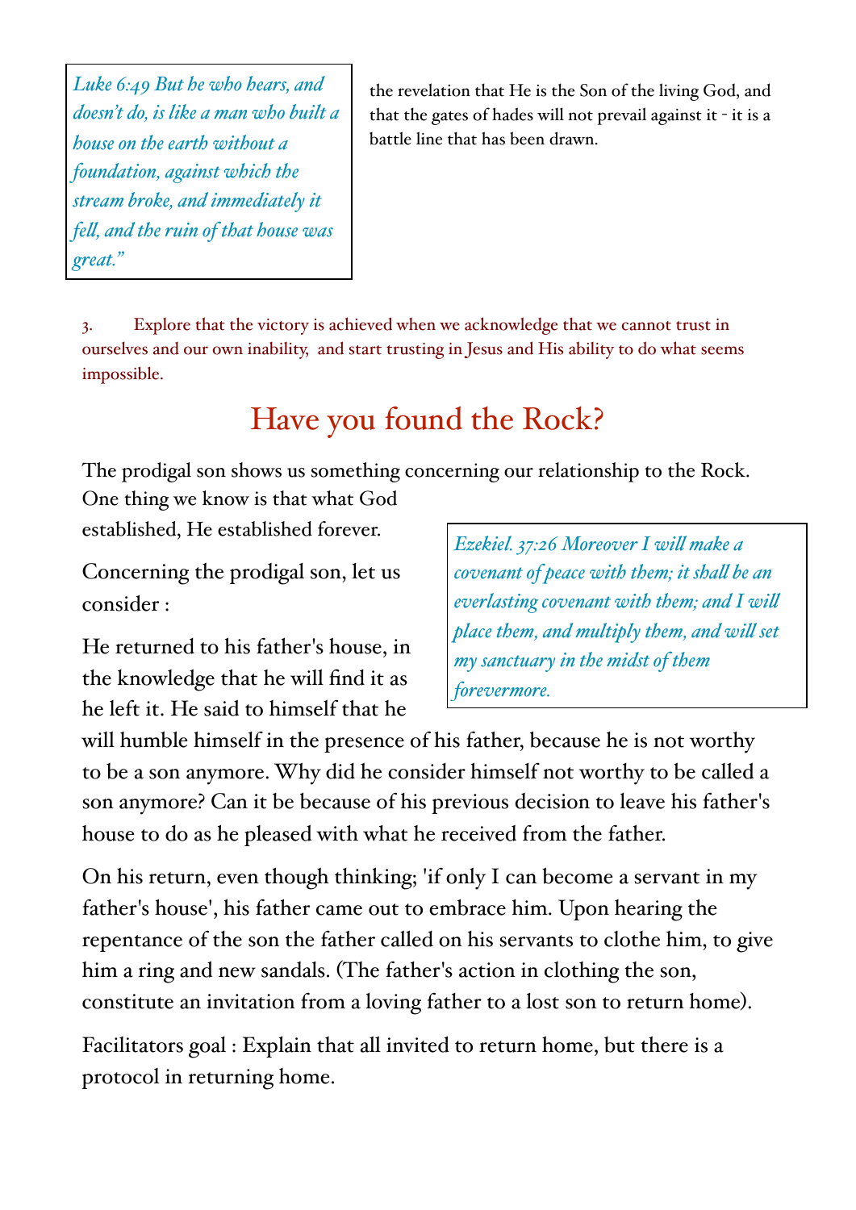*Luke 6:49 But he who hears, and doesn't do, is like a man who built a house on the earth without a foundation, against which the stream broke, and immediately it fell, and the ruin of that house was great."*

the revelation that He is the Son of the living God, and that the gates of hades will not prevail against it - it is a battle line that has been drawn.

3. Explore that the victory is achieved when we acknowledge that we cannot trust in ourselves and our own inability, and start trusting in Jesus and His ability to do what seems impossible.

# Have you found the Rock?

The prodigal son shows us something concerning our relationship to the Rock. One thing we know is that what God established, He established forever.

*Ezekiel. 37:26 Moreover I will make a covenant of peace with them; it shall be an everlasting covenant with them; and I will place them, and multiply them, and will set my sanctuary in the midst of them forevermore.*

Concerning the prodigal son, let us consider :

He returned to his father's house, in the knowledge that he will find it as he left it. He said to himself that he will humble himself in the presence of his father, because he is not worthy to be a son anymore. Why did he consider himself not worthy to be called a son anymore? Can it be because of his previous decision to leave his father's house to do as he pleased with what he received from the father.

On his return, even though thinking; 'if only I can become a servant in my father's house', his father came out to embrace him. Upon hearing the repentance of the son the father called on his servants to clothe him, to give him a ring and new sandals. (The father's action in clothing the son, constitute an invitation from a loving father to a lost son to return home).

Facilitators goal : Explain that all invited to return home, but there is a protocol in returning home.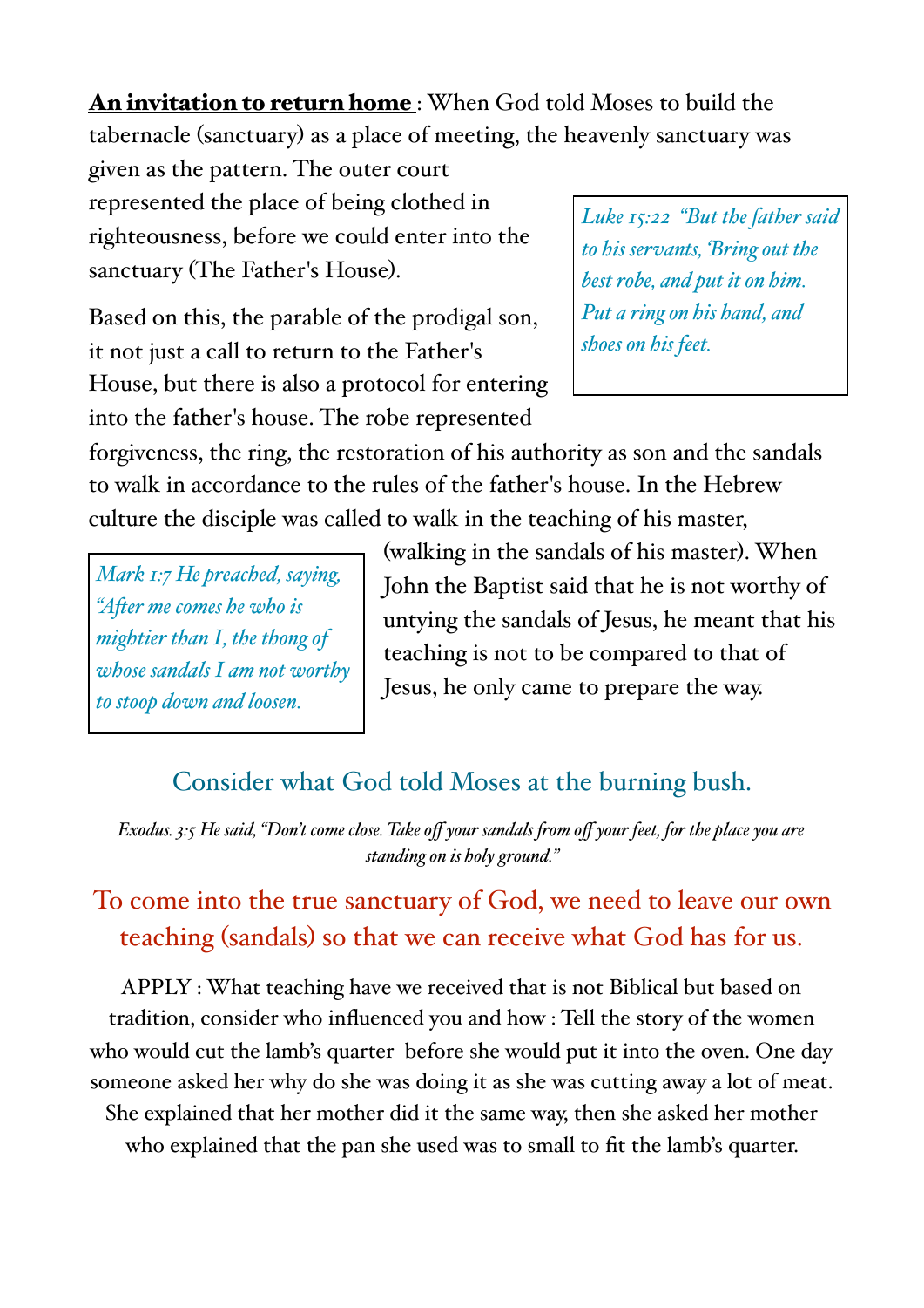**An invitation to return home** : When God told Moses to build the tabernacle (sanctuary) as a place of meeting, the heavenly sanctuary was given as the pattern. The outer court represented the place of being clothed in righteousness, before we could enter into the sanctuary (The Father's House).

> *Luke 15:22 "But the father said to his servants, 'Bring out the best robe, and put it on him. Put a ring on his hand, and shoes on his feet.*

Based on this, the parable of the prodigal son, it not just a call to return to the Father's House, but there is also a protocol for entering into the father's house. The robe represented forgiveness, the ring, the restoration of his authority as son and the sandals to walk in accordance to the rules of the father's house. In the Hebrew culture the disciple was called to walk in the teaching of his master, (walking in the sandals of his master). When John the Baptist said that he is not worthy of untying the sandals of Jesus, he meant that his teaching is not to be compared to that of Jesus, he only came to prepare the way.

> *Mark 1:7 He preached, saying, "After me comes he who is mightier than I, the thong of whose sandals I am not worthy to stoop down and loosen.*

## Consider what God told Moses at the burning bush.

*Exodus. 3:5 He said, "Don't come close. Take off your sandals from off your feet, for the place you are standing on is holy ground."*

## To come into the true sanctuary of God, we need to leave our own teaching (sandals) so that we can receive what God has for us.

APPLY : What teaching have we received that is not Biblical but based on tradition, consider who influenced you and how : Tell the story of the women who would cut the lamb's quarter before she would put it into the oven. One day someone asked her why do she was doing it as she was cutting away a lot of meat. She explained that her mother did it the same way, then she asked her mother who explained that the pan she used was to small to fit the lamb's quarter.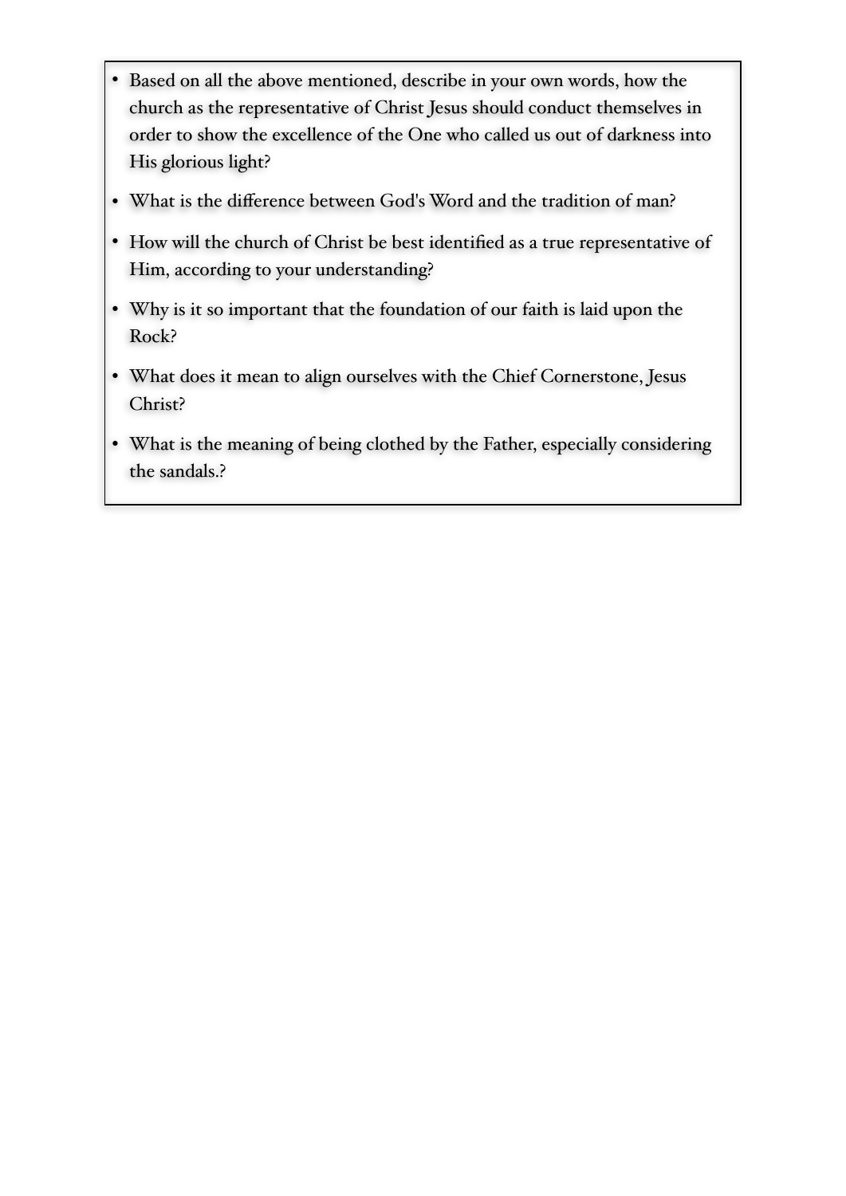- Based on all the above mentioned, describe in your own words, how the church as the representative of Christ Jesus should conduct themselves in order to show the excellence of the One who called us out of darkness into His glorious light?
- What is the difference between God's Word and the tradition of man?
- How will the church of Christ be best identified as a true representative of Him, according to your understanding?
- Why is it so important that the foundation of our faith is laid upon the Rock?
- What does it mean to align ourselves with the Chief Cornerstone, Jesus Christ?
- What is the meaning of being clothed by the Father, especially considering the sandals.?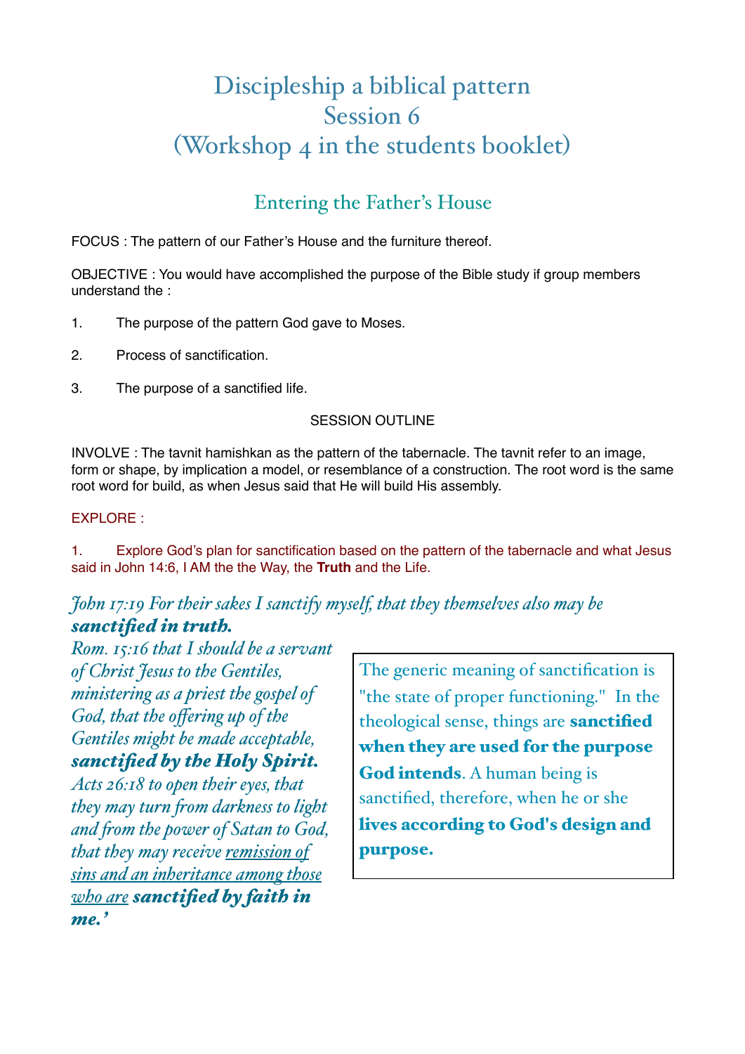# Discipleship a biblical pattern
# Session 6
# (Workshop 4 in the students booklet)

## Entering the Father's House

FOCUS : The pattern of our Father's House and the furniture thereof.

OBJECTIVE : You would have accomplished the purpose of the Bible study if group members understand the :

1. The purpose of the pattern God gave to Moses.
2. Process of sanctification.
3. The purpose of a sanctified life.

SESSION OUTLINE

INVOLVE : The tavnit hamishkan as the pattern of the tabernacle. The tavnit refer to an image, form or shape, by implication a model, or resemblance of a construction. The root word is the same root word for build, as when Jesus said that He will build His assembly.

EXPLORE :

1. Explore God's plan for sanctification based on the pattern of the tabernacle and what Jesus said in John 14:6, I AM the the Way, the **Truth** and the Life.

*John 17:19 For their sakes I sanctify myself, that they themselves also may be* ***sanctified in truth.***

*Rom. 15:16 that I should be a servant of Christ Jesus to the Gentiles, ministering as a priest the gospel of God, that the offering up of the Gentiles might be made acceptable,* ***sanctified by the Holy Spirit.***

*Acts 26:18 to open their eyes, that they may turn from darkness to light and from the power of Satan to God, that they may receive <u>remission of sins and an inheritance among those who are</u>* ***sanctified by faith in me.'***

> The generic meaning of sanctification is "the state of proper functioning." In the theological sense, things are **sanctified when they are used for the purpose God intends**. A human being is sanctified, therefore, when he or she **lives according to God's design and purpose.**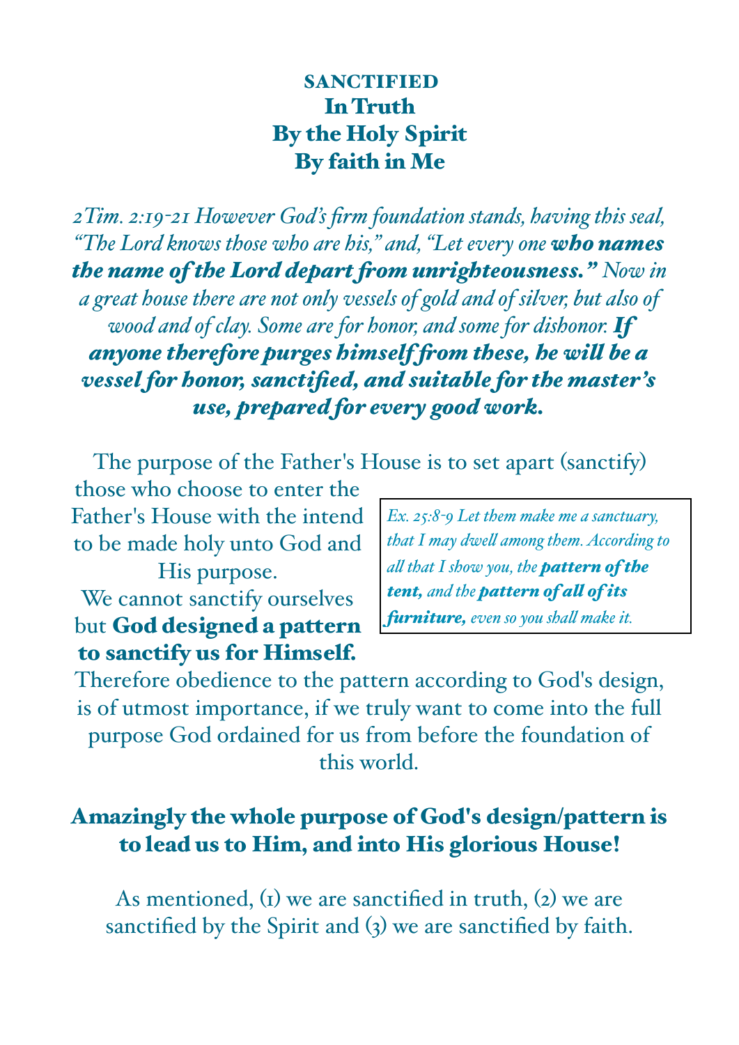# SANCTIFIED
## In Truth
## By the Holy Spirit
## By faith in Me

*2Tim. 2:19-21 However God's firm foundation stands, having this seal, "The Lord knows those who are his," and, "Let every one* ***who names the name of the Lord depart from unrighteousness."*** *Now in a great house there are not only vessels of gold and of silver, but also of wood and of clay. Some are for honor, and some for dishonor.* ***If anyone therefore purges himself from these, he will be a vessel for honor, sanctified, and suitable for the master's use, prepared for every good work.***

The purpose of the Father's House is to set apart (sanctify) those who choose to enter the Father's House with the intend to be made holy unto God and His purpose.

We cannot sanctify ourselves but **God designed a pattern to sanctify us for Himself.**

> *Ex. 25:8-9 Let them make me a sanctuary, that I may dwell among them. According to all that I show you, the* ***pattern of the tent,*** *and the* ***pattern of all of its furniture,*** *even so you shall make it.*

Therefore obedience to the pattern according to God's design, is of utmost importance, if we truly want to come into the full purpose God ordained for us from before the foundation of this world.

**Amazingly the whole purpose of God's design/pattern is to lead us to Him, and into His glorious House!**

As mentioned, (1) we are sanctified in truth, (2) we are sanctified by the Spirit and (3) we are sanctified by faith.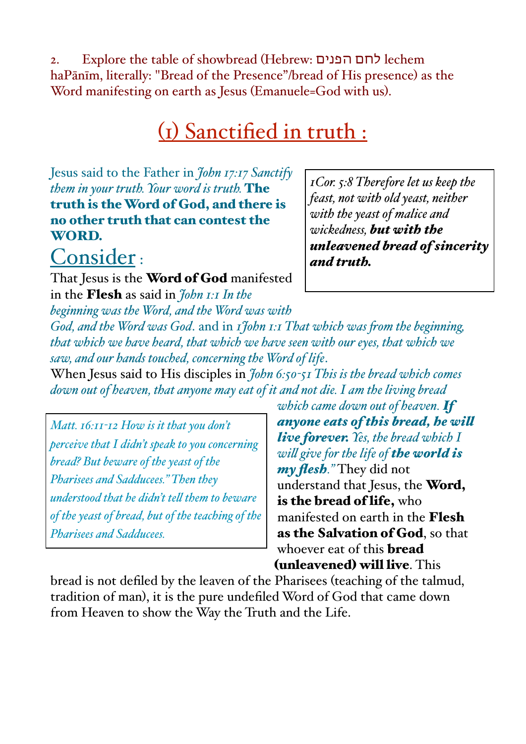2. Explore the table of showbread (Hebrew: לחם הפנים lechem haPānīm, literally: "Bread of the Presence"/bread of His presence) as the Word manifesting on earth as Jesus (Emanuele=God with us).

## (1) Sanctified in truth :

Jesus said to the Father in *John 17:17 Sanctify them in your truth. Your word is truth.* **The truth is the Word of God, and there is no other truth that can contest the WORD.**

> *1Cor. 5:8 Therefore let us keep the feast, not with old yeast, neither with the yeast of malice and wickedness,* ***but with the unleavened bread of sincerity and truth.***

### Consider :

That Jesus is the **Word of God** manifested in the **Flesh** as said in *John 1:1 In the beginning was the Word, and the Word was with God, and the Word was God*. and in *1John 1:1 That which was from the beginning, that which we have heard, that which we have seen with our eyes, that which we saw, and our hands touched, concerning the Word of life*.

When Jesus said to His disciples in *John 6:50-51 This is the bread which comes down out of heaven, that anyone may eat of it and not die. I am the living bread which came down out of heaven.* ***If anyone eats of this bread, he will live forever.*** *Yes, the bread which I will give for the life of* ***the world is my flesh****."* They did not understand that Jesus, the **Word, is the bread of life,** who manifested on earth in the **Flesh as the Salvation of God**, so that whoever eat of this **bread (unleavened) will live**. This bread is not defiled by the leaven of the Pharisees (teaching of the talmud, tradition of man), it is the pure undefiled Word of God that came down from Heaven to show the Way the Truth and the Life.

> *Matt. 16:11-12 How is it that you don't perceive that I didn't speak to you concerning bread? But beware of the yeast of the Pharisees and Sadducees." Then they understood that he didn't tell them to beware of the yeast of bread, but of the teaching of the Pharisees and Sadducees.*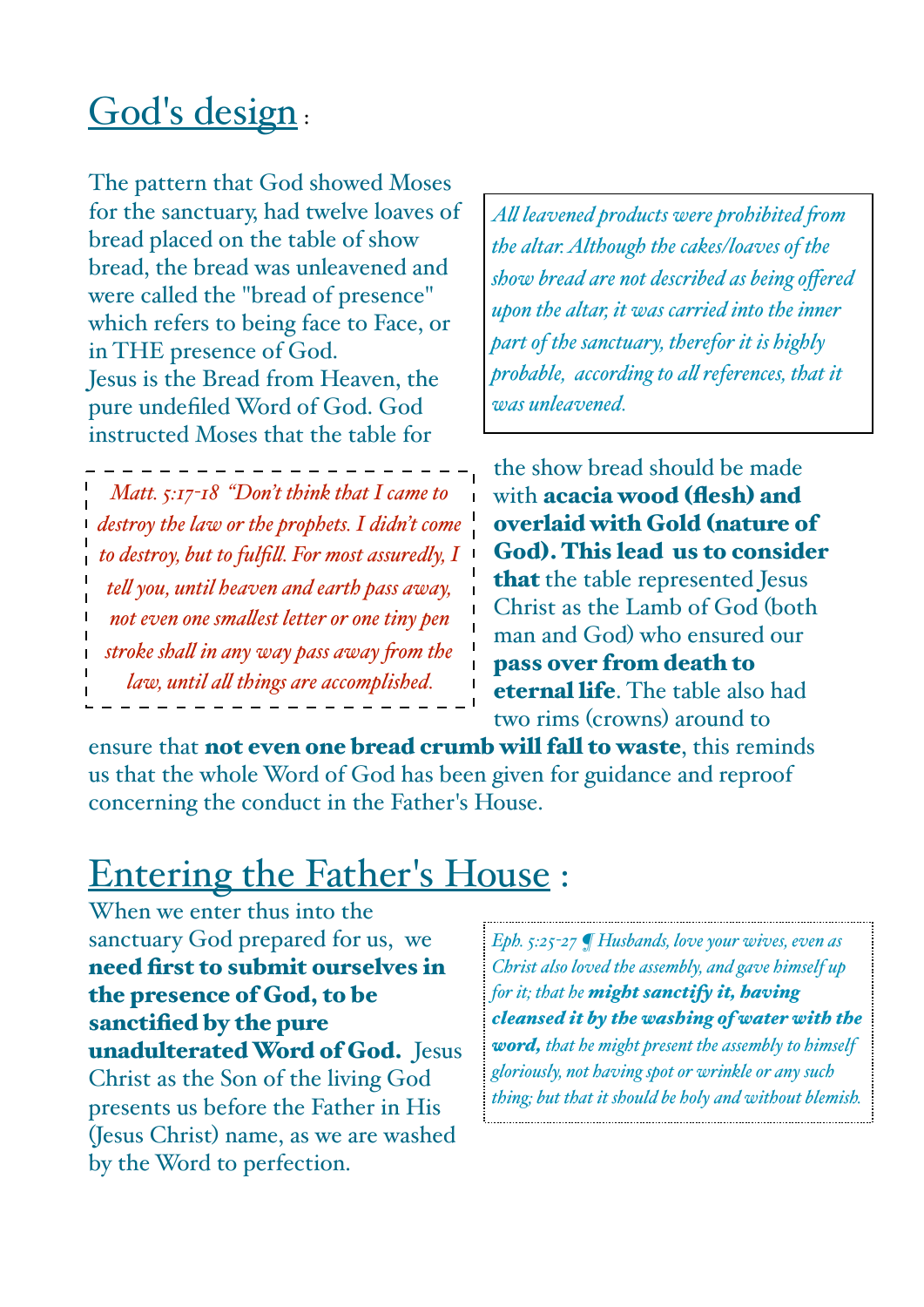## God's design :

The pattern that God showed Moses for the sanctuary, had twelve loaves of bread placed on the table of show bread, the bread was unleavened and were called the "bread of presence" which refers to being face to Face, or in THE presence of God. Jesus is the Bread from Heaven, the pure undefiled Word of God. God instructed Moses that the table for the show bread should be made with **acacia wood (flesh) and overlaid with Gold (nature of God). This lead us to consider that** the table represented Jesus Christ as the Lamb of God (both man and God) who ensured our **pass over from death to eternal life**. The table also had two rims (crowns) around to ensure that **not even one bread crumb will fall to waste**, this reminds us that the whole Word of God has been given for guidance and reproof concerning the conduct in the Father's House.

*All leavened products were prohibited from the altar. Although the cakes/loaves of the show bread are not described as being offered upon the altar, it was carried into the inner part of the sanctuary, therefor it is highly probable, according to all references, that it was unleavened.*

*Matt. 5:17-18 "Don't think that I came to destroy the law or the prophets. I didn't come to destroy, but to fulfill. For most assuredly, I tell you, until heaven and earth pass away, not even one smallest letter or one tiny pen stroke shall in any way pass away from the law, until all things are accomplished.*

## Entering the Father's House :

When we enter thus into the sanctuary God prepared for us, we **need first to submit ourselves in the presence of God, to be sanctified by the pure unadulterated Word of God.** Jesus Christ as the Son of the living God presents us before the Father in His (Jesus Christ) name, as we are washed by the Word to perfection.

*Eph. 5:25-27 ¶ Husbands, love your wives, even as Christ also loved the assembly, and gave himself up for it; that he* ***might sanctify it, having cleansed it by the washing of water with the word,*** *that he might present the assembly to himself gloriously, not having spot or wrinkle or any such thing; but that it should be holy and without blemish.*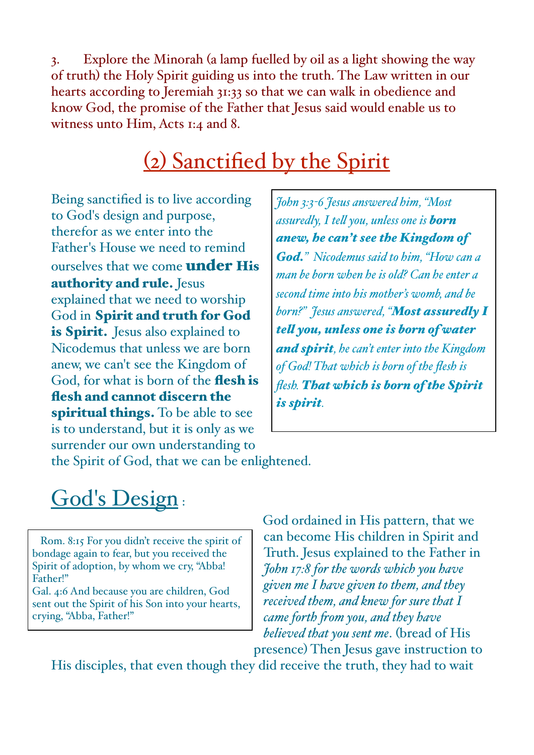3. Explore the Minorah (a lamp fuelled by oil as a light showing the way of truth) the Holy Spirit guiding us into the truth. The Law written in our hearts according to Jeremiah 31:33 so that we can walk in obedience and know God, the promise of the Father that Jesus said would enable us to witness unto Him, Acts 1:4 and 8.

## (2) Sanctified by the Spirit

Being sanctified is to live according to God's design and purpose, therefor as we enter into the Father's House we need to remind ourselves that we come **under His authority and rule.** Jesus explained that we need to worship God in **Spirit and truth for God is Spirit.** Jesus also explained to Nicodemus that unless we are born anew, we can't see the Kingdom of God, for what is born of the **flesh is flesh and cannot discern the spiritual things.** To be able to see is to understand, but it is only as we surrender our own understanding to the Spirit of God, that we can be enlightened.

> *John 3:3-6 Jesus answered him, "Most assuredly, I tell you, unless one is* ***born anew, he can't see the Kingdom of God."*** *Nicodemus said to him, "How can a man be born when he is old? Can he enter a second time into his mother's womb, and be born?" Jesus answered, "****Most assuredly I tell you, unless one is born of water and spirit****, he can't enter into the Kingdom of God! That which is born of the flesh is flesh.* ***That which is born of the Spirit is spirit****.*

## God's Design :

> Rom. 8:15 For you didn't receive the spirit of bondage again to fear, but you received the Spirit of adoption, by whom we cry, "Abba! Father!"
> Gal. 4:6 And because you are children, God sent out the Spirit of his Son into your hearts, crying, "Abba, Father!"

God ordained in His pattern, that we can become His children in Spirit and Truth. Jesus explained to the Father in *John 17:8 for the words which you have given me I have given to them, and they received them, and knew for sure that I came forth from you, and they have believed that you sent me*. (bread of His presence) Then Jesus gave instruction to His disciples, that even though they did receive the truth, they had to wait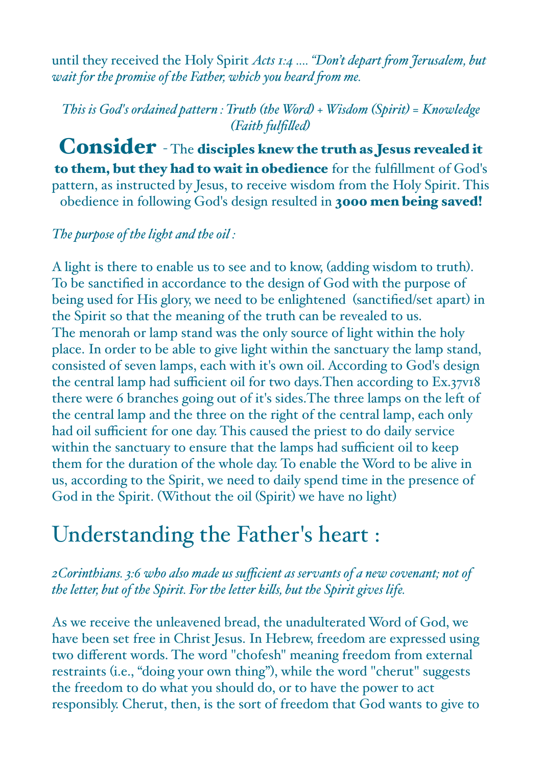until they received the Holy Spirit *Acts 1:4 …. "Don't depart from Jerusalem, but wait for the promise of the Father, which you heard from me.*

*This is God's ordained pattern : Truth (the Word) + Wisdom (Spirit) = Knowledge (Faith fulfilled)*

**Consider** - The **disciples knew the truth as Jesus revealed it to them, but they had to wait in obedience** for the fulfillment of God's pattern, as instructed by Jesus, to receive wisdom from the Holy Spirit. This obedience in following God's design resulted in **3000 men being saved!**

*The purpose of the light and the oil :*

A light is there to enable us to see and to know, (adding wisdom to truth). To be sanctified in accordance to the design of God with the purpose of being used for His glory, we need to be enlightened (sanctified/set apart) in the Spirit so that the meaning of the truth can be revealed to us. The menorah or lamp stand was the only source of light within the holy place. In order to be able to give light within the sanctuary the lamp stand, consisted of seven lamps, each with it's own oil. According to God's design the central lamp had sufficient oil for two days.Then according to Ex.37v18 there were 6 branches going out of it's sides.The three lamps on the left of the central lamp and the three on the right of the central lamp, each only had oil sufficient for one day. This caused the priest to do daily service within the sanctuary to ensure that the lamps had sufficient oil to keep them for the duration of the whole day. To enable the Word to be alive in us, according to the Spirit, we need to daily spend time in the presence of God in the Spirit. (Without the oil (Spirit) we have no light)

## Understanding the Father's heart :

*2Corinthians. 3:6 who also made us sufficient as servants of a new covenant; not of the letter, but of the Spirit. For the letter kills, but the Spirit gives life.*

As we receive the unleavened bread, the unadulterated Word of God, we have been set free in Christ Jesus. In Hebrew, freedom are expressed using two different words. The word "chofesh" meaning freedom from external restraints (i.e., "doing your own thing"), while the word "cherut" suggests the freedom to do what you should do, or to have the power to act responsibly. Cherut, then, is the sort of freedom that God wants to give to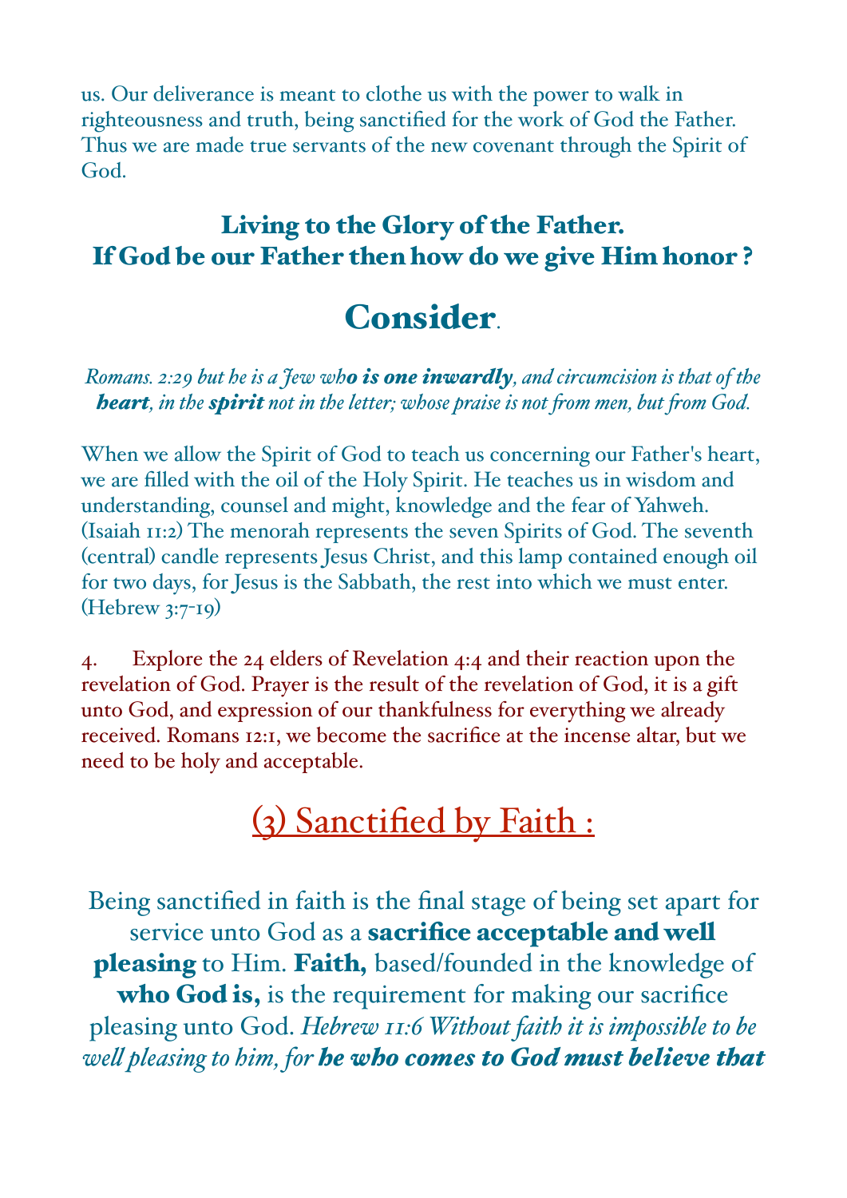us. Our deliverance is meant to clothe us with the power to walk in righteousness and truth, being sanctified for the work of God the Father. Thus we are made true servants of the new covenant through the Spirit of God.

### Living to the Glory of the Father.
### If God be our Father then how do we give Him honor ?

## Consider.

*Romans. 2:29 but he is a Jew wh**o is one inwardly**, and circumcision is that of the **heart**, in the **spirit** not in the letter; whose praise is not from men, but from God.*

When we allow the Spirit of God to teach us concerning our Father's heart, we are filled with the oil of the Holy Spirit. He teaches us in wisdom and understanding, counsel and might, knowledge and the fear of Yahweh. (Isaiah 11:2) The menorah represents the seven Spirits of God. The seventh (central) candle represents Jesus Christ, and this lamp contained enough oil for two days, for Jesus is the Sabbath, the rest into which we must enter. (Hebrew 3:7-19)

4. Explore the 24 elders of Revelation 4:4 and their reaction upon the revelation of God. Prayer is the result of the revelation of God, it is a gift unto God, and expression of our thankfulness for everything we already received. Romans 12:1, we become the sacrifice at the incense altar, but we need to be holy and acceptable.

## (3) Sanctified by Faith :

Being sanctified in faith is the final stage of being set apart for service unto God as a **sacrifice acceptable and well pleasing** to Him. **Faith,** based/founded in the knowledge of **who God is,** is the requirement for making our sacrifice pleasing unto God. *Hebrew 11:6 Without faith it is impossible to be well pleasing to him, for **he who comes to God must believe that***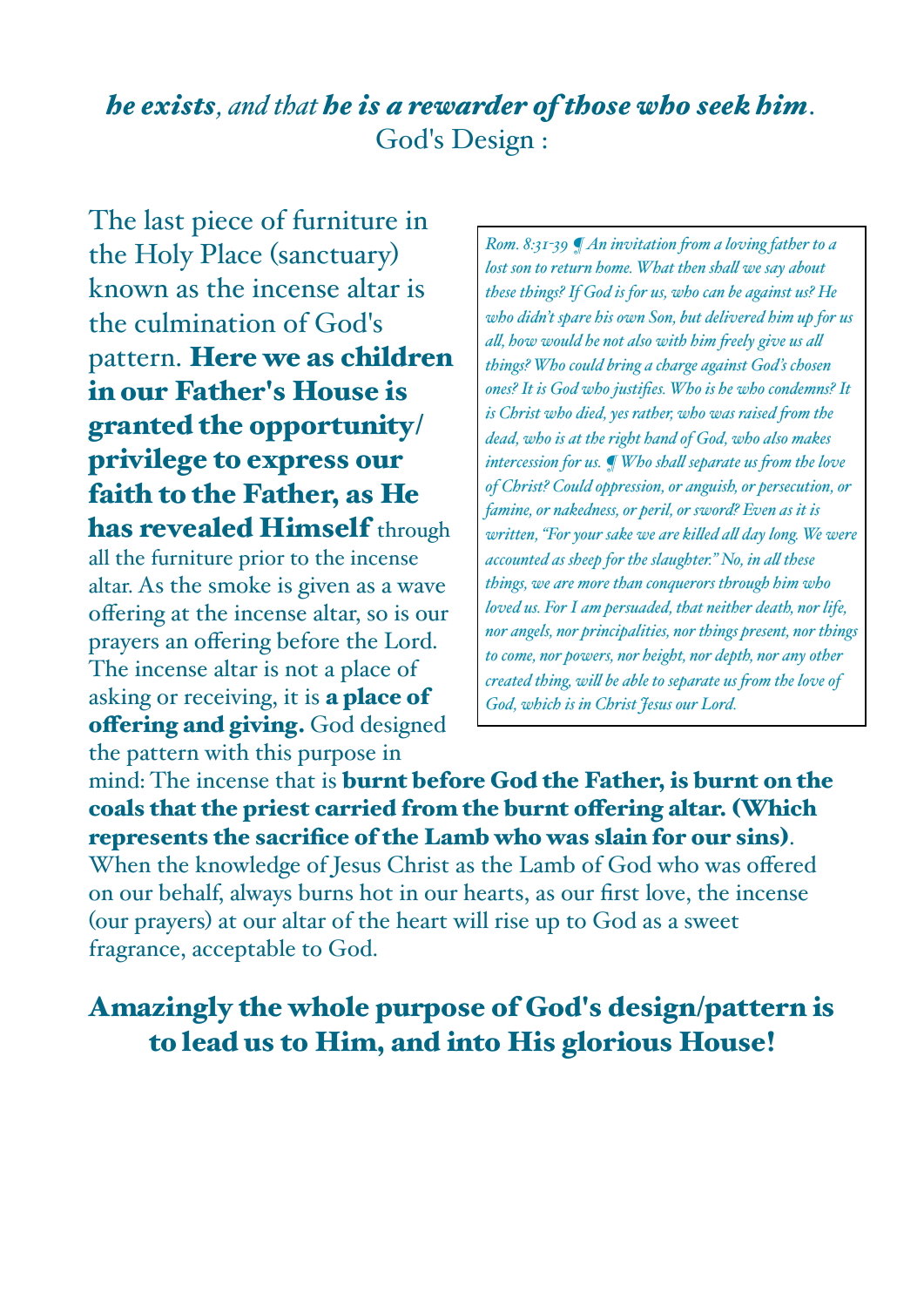***he exists**, and that **he is a rewarder of those who seek him**.*

God's Design :

> *Rom. 8:31-39 ¶ An invitation from a loving father to a lost son to return home. What then shall we say about these things? If God is for us, who can be against us? He who didn't spare his own Son, but delivered him up for us all, how would he not also with him freely give us all things? Who could bring a charge against God's chosen ones? It is God who justifies. Who is he who condemns? It is Christ who died, yes rather, who was raised from the dead, who is at the right hand of God, who also makes intercession for us. ¶ Who shall separate us from the love of Christ? Could oppression, or anguish, or persecution, or famine, or nakedness, or peril, or sword? Even as it is written, "For your sake we are killed all day long. We were accounted as sheep for the slaughter." No, in all these things, we are more than conquerors through him who loved us. For I am persuaded, that neither death, nor life, nor angels, nor principalities, nor things present, nor things to come, nor powers, nor height, nor depth, nor any other created thing, will be able to separate us from the love of God, which is in Christ Jesus our Lord.*

The last piece of furniture in the Holy Place (sanctuary) known as the incense altar is the culmination of God's pattern. **Here we as children in our Father's House is granted the opportunity/ privilege to express our faith to the Father, as He has revealed Himself** through all the furniture prior to the incense altar. As the smoke is given as a wave offering at the incense altar, so is our prayers an offering before the Lord. The incense altar is not a place of asking or receiving, it is **a place of offering and giving.** God designed the pattern with this purpose in mind: The incense that is **burnt before God the Father, is burnt on the coals that the priest carried from the burnt offering altar. (Which represents the sacrifice of the Lamb who was slain for our sins)**. When the knowledge of Jesus Christ as the Lamb of God who was offered on our behalf, always burns hot in our hearts, as our first love, the incense (our prayers) at our altar of the heart will rise up to God as a sweet fragrance, acceptable to God.

**Amazingly the whole purpose of God's design/pattern is to lead us to Him, and into His glorious House!**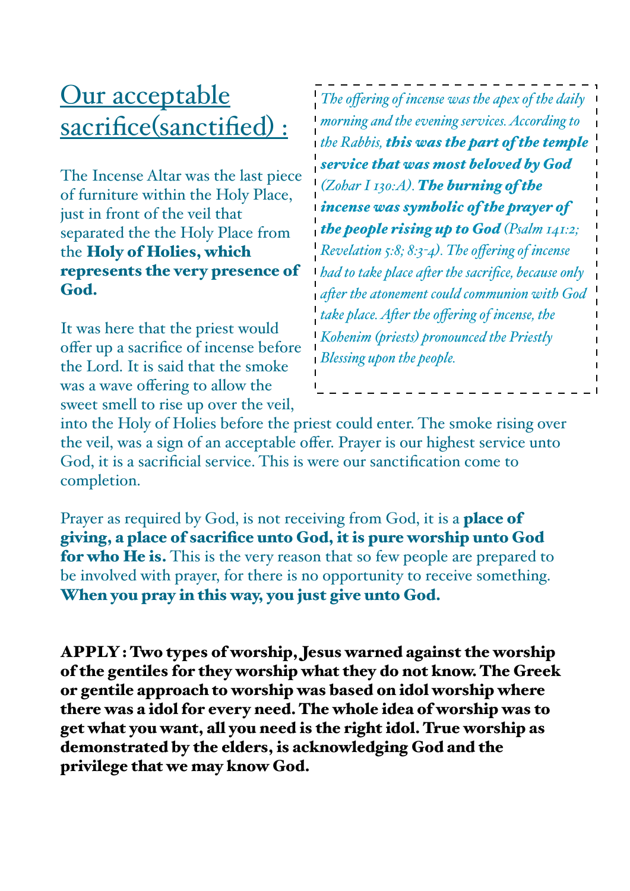# Our acceptable sacrifice(sanctified) :

The Incense Altar was the last piece of furniture within the Holy Place, just in front of the veil that separated the the Holy Place from the **Holy of Holies, which represents the very presence of God.**

*The offering of incense was the apex of the daily morning and the evening services. According to the Rabbis,* ***this was the part of the temple service that was most beloved by God*** *(Zohar I 130:A).* ***The burning of the incense was symbolic of the prayer of the people rising up to God*** *(Psalm 141:2; Revelation 5:8; 8:3-4). The offering of incense had to take place after the sacrifice, because only after the atonement could communion with God take place. After the offering of incense, the Kohenim (priests) pronounced the Priestly Blessing upon the people.*

It was here that the priest would offer up a sacrifice of incense before the Lord. It is said that the smoke was a wave offering to allow the sweet smell to rise up over the veil, into the Holy of Holies before the priest could enter. The smoke rising over the veil, was a sign of an acceptable offer. Prayer is our highest service unto God, it is a sacrificial service. This is were our sanctification come to completion.

Prayer as required by God, is not receiving from God, it is a **place of giving, a place of sacrifice unto God, it is pure worship unto God for who He is.** This is the very reason that so few people are prepared to be involved with prayer, for there is no opportunity to receive something. **When you pray in this way, you just give unto God.**

**APPLY : Two types of worship, Jesus warned against the worship of the gentiles for they worship what they do not know. The Greek or gentile approach to worship was based on idol worship where there was a idol for every need. The whole idea of worship was to get what you want, all you need is the right idol. True worship as demonstrated by the elders, is acknowledging God and the privilege that we may know God.**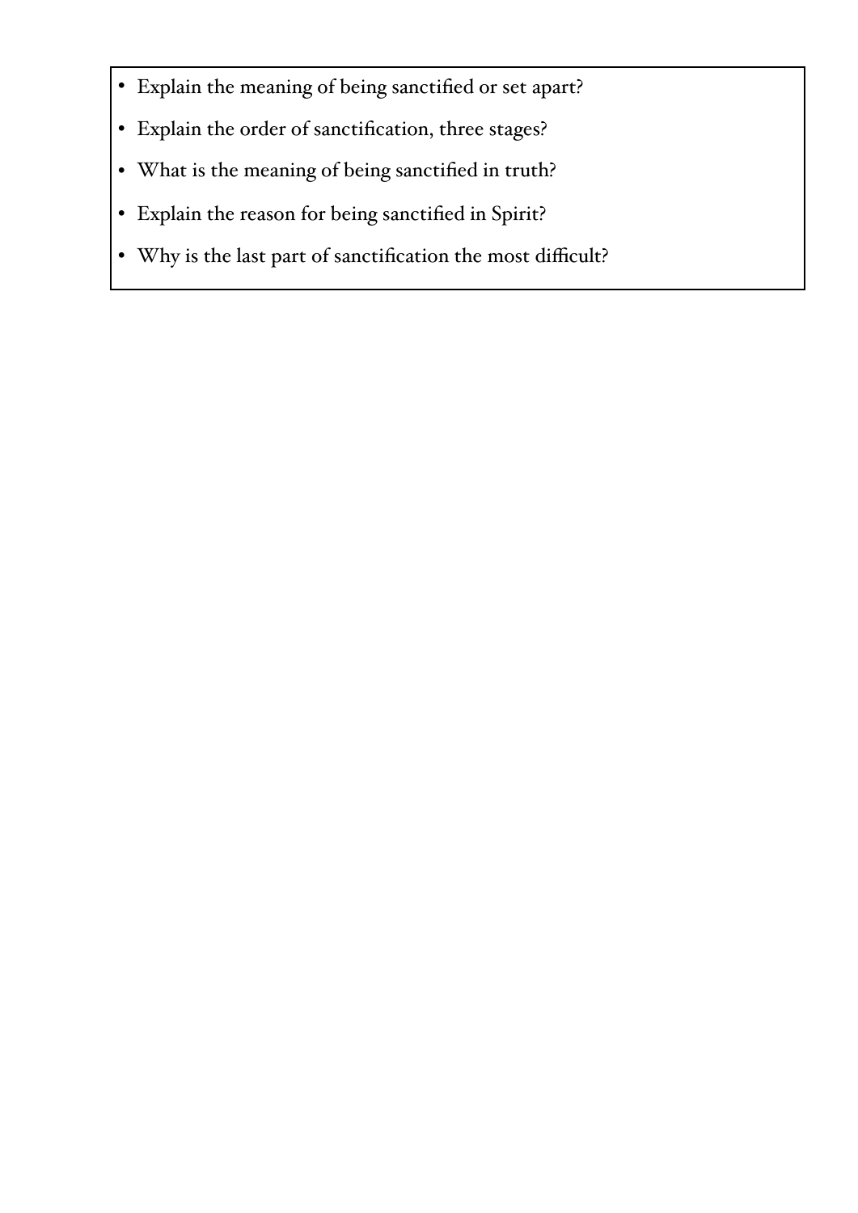- Explain the meaning of being sanctified or set apart?
- Explain the order of sanctification, three stages?
- What is the meaning of being sanctified in truth?
- Explain the reason for being sanctified in Spirit?
- Why is the last part of sanctification the most difficult?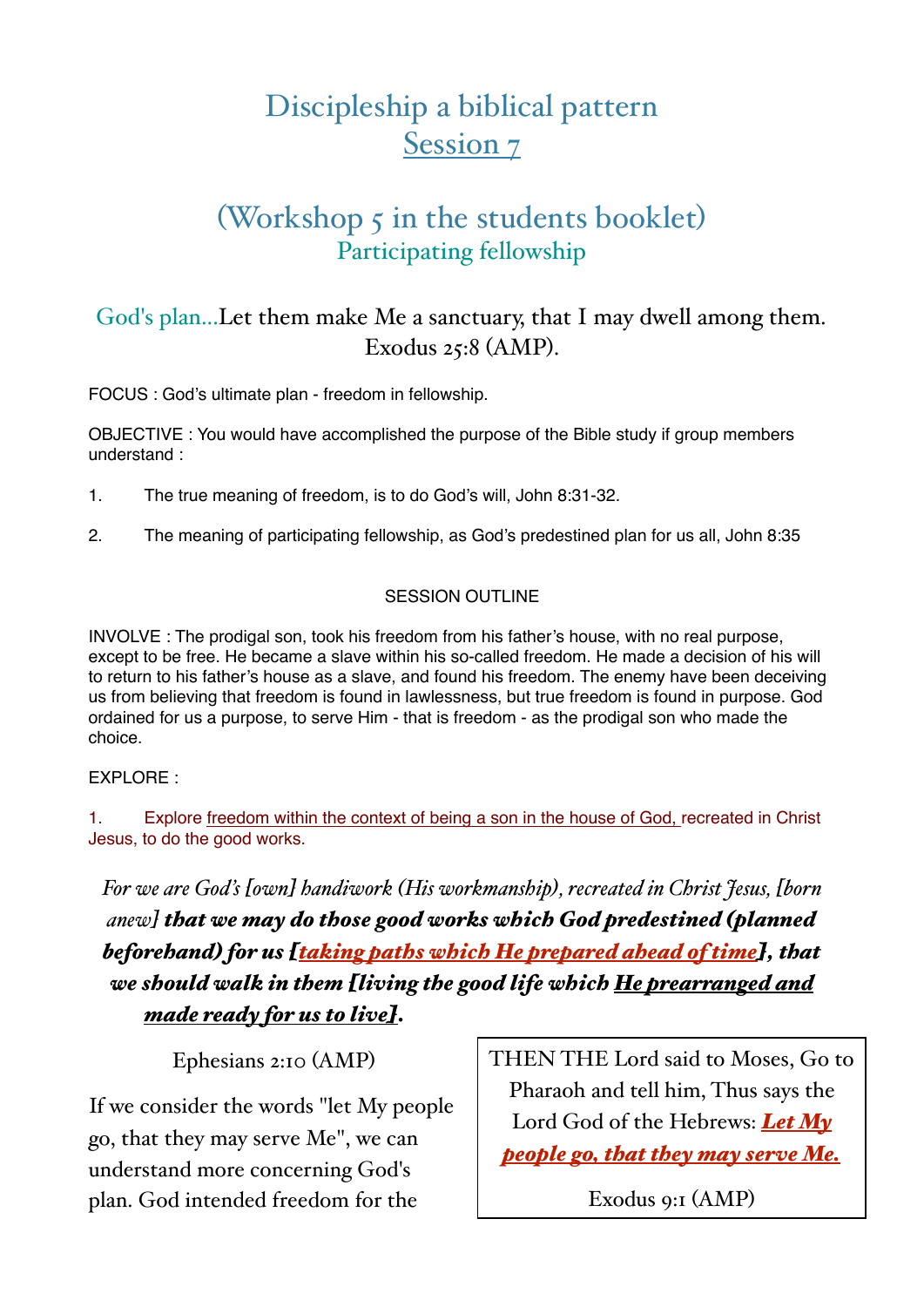# Discipleship a biblical pattern
## Session 7

## (Workshop 5 in the students booklet)
### Participating fellowship

God's plan...Let them make Me a sanctuary, that I may dwell among them. Exodus 25:8 (AMP).

FOCUS : God's ultimate plan - freedom in fellowship.

OBJECTIVE : You would have accomplished the purpose of the Bible study if group members understand :

1. The true meaning of freedom, is to do God's will, John 8:31-32.

2. The meaning of participating fellowship, as God's predestined plan for us all, John 8:35

SESSION OUTLINE

INVOLVE : The prodigal son, took his freedom from his father's house, with no real purpose, except to be free. He became a slave within his so-called freedom. He made a decision of his will to return to his father's house as a slave, and found his freedom. The enemy have been deceiving us from believing that freedom is found in lawlessness, but true freedom is found in purpose. God ordained for us a purpose, to serve Him - that is freedom - as the prodigal son who made the choice.

EXPLORE :

1. Explore <u>freedom within the context of being a son in the house of God,</u> recreated in Christ Jesus, to do the good works.

*For we are God's [own] handiwork (His workmanship), recreated in Christ Jesus, [born anew]* ***that we may do those good works which God predestined (planned beforehand) for us [<u>taking paths which He prepared ahead of time</u>], that we should walk in them [living the good life which <u>He prearranged and made ready for us to live</u>].***

Ephesians 2:10 (AMP)

> THEN THE Lord said to Moses, Go to Pharaoh and tell him, Thus says the Lord God of the Hebrews: ***<u>Let My people go, that they may serve Me.</u>***
>
> Exodus 9:1 (AMP)

If we consider the words "let My people go, that they may serve Me", we can understand more concerning God's plan. God intended freedom for the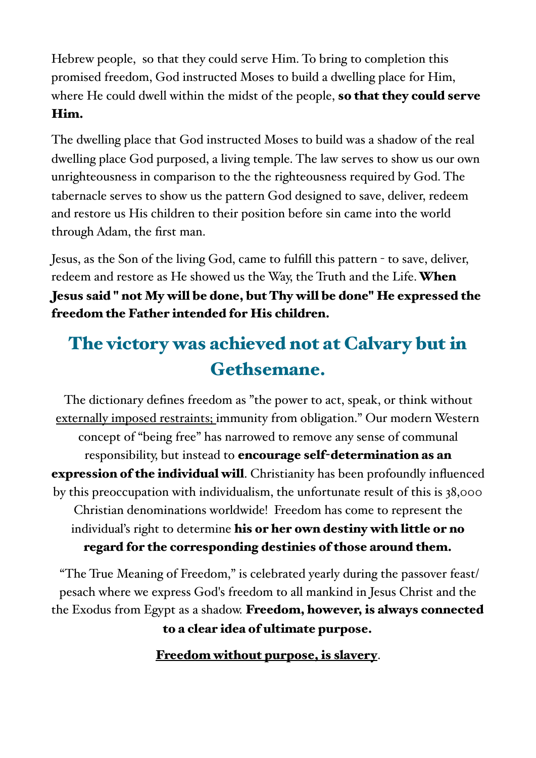Hebrew people, so that they could serve Him. To bring to completion this promised freedom, God instructed Moses to build a dwelling place for Him, where He could dwell within the midst of the people, **so that they could serve Him.**

The dwelling place that God instructed Moses to build was a shadow of the real dwelling place God purposed, a living temple. The law serves to show us our own unrighteousness in comparison to the the righteousness required by God. The tabernacle serves to show us the pattern God designed to save, deliver, redeem and restore us His children to their position before sin came into the world through Adam, the first man.

Jesus, as the Son of the living God, came to fulfill this pattern - to save, deliver, redeem and restore as He showed us the Way, the Truth and the Life. **When Jesus said " not My will be done, but Thy will be done" He expressed the freedom the Father intended for His children.**

## The victory was achieved not at Calvary but in Gethsemane.

The dictionary defines freedom as "the power to act, speak, or think without externally imposed restraints; immunity from obligation." Our modern Western concept of "being free" has narrowed to remove any sense of communal responsibility, but instead to **encourage self-determination as an expression of the individual will**. Christianity has been profoundly influenced by this preoccupation with individualism, the unfortunate result of this is 38,000 Christian denominations worldwide! Freedom has come to represent the individual's right to determine **his or her own destiny with little or no regard for the corresponding destinies of those around them.**

"The True Meaning of Freedom," is celebrated yearly during the passover feast/ pesach where we express God's freedom to all mankind in Jesus Christ and the the Exodus from Egypt as a shadow. **Freedom, however, is always connected to a clear idea of ultimate purpose.**

**Freedom without purpose, is slavery**.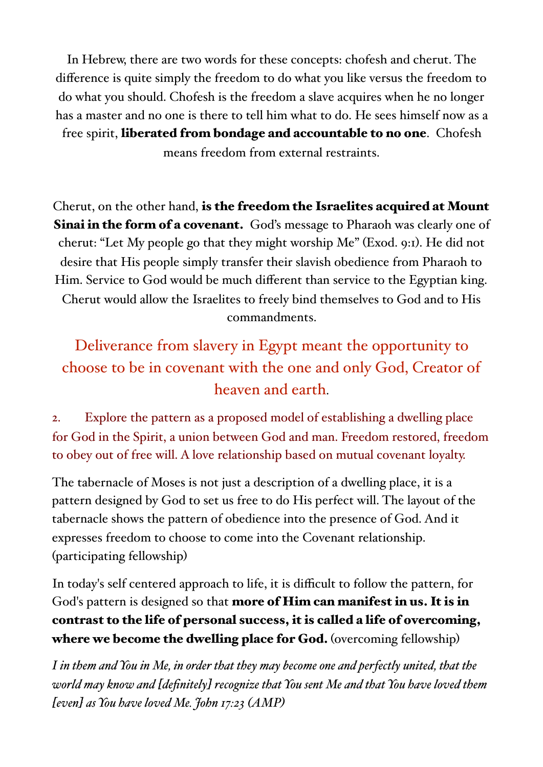In Hebrew, there are two words for these concepts: chofesh and cherut. The difference is quite simply the freedom to do what you like versus the freedom to do what you should. Chofesh is the freedom a slave acquires when he no longer has a master and no one is there to tell him what to do. He sees himself now as a free spirit, **liberated from bondage and accountable to no one**. Chofesh means freedom from external restraints.

Cherut, on the other hand, **is the freedom the Israelites acquired at Mount Sinai in the form of a covenant.** God's message to Pharaoh was clearly one of cherut: "Let My people go that they might worship Me" (Exod. 9:1). He did not desire that His people simply transfer their slavish obedience from Pharaoh to Him. Service to God would be much different than service to the Egyptian king. Cherut would allow the Israelites to freely bind themselves to God and to His commandments.

Deliverance from slavery in Egypt meant the opportunity to choose to be in covenant with the one and only God, Creator of heaven and earth.

2. Explore the pattern as a proposed model of establishing a dwelling place for God in the Spirit, a union between God and man. Freedom restored, freedom to obey out of free will. A love relationship based on mutual covenant loyalty.

The tabernacle of Moses is not just a description of a dwelling place, it is a pattern designed by God to set us free to do His perfect will. The layout of the tabernacle shows the pattern of obedience into the presence of God. And it expresses freedom to choose to come into the Covenant relationship. (participating fellowship)

In today's self centered approach to life, it is difficult to follow the pattern, for God's pattern is designed so that **more of Him can manifest in us. It is in contrast to the life of personal success, it is called a life of overcoming, where we become the dwelling place for God.** (overcoming fellowship)

*I in them and You in Me, in order that they may become one and perfectly united, that the world may know and [definitely] recognize that You sent Me and that You have loved them [even] as You have loved Me. John 17:23 (AMP)*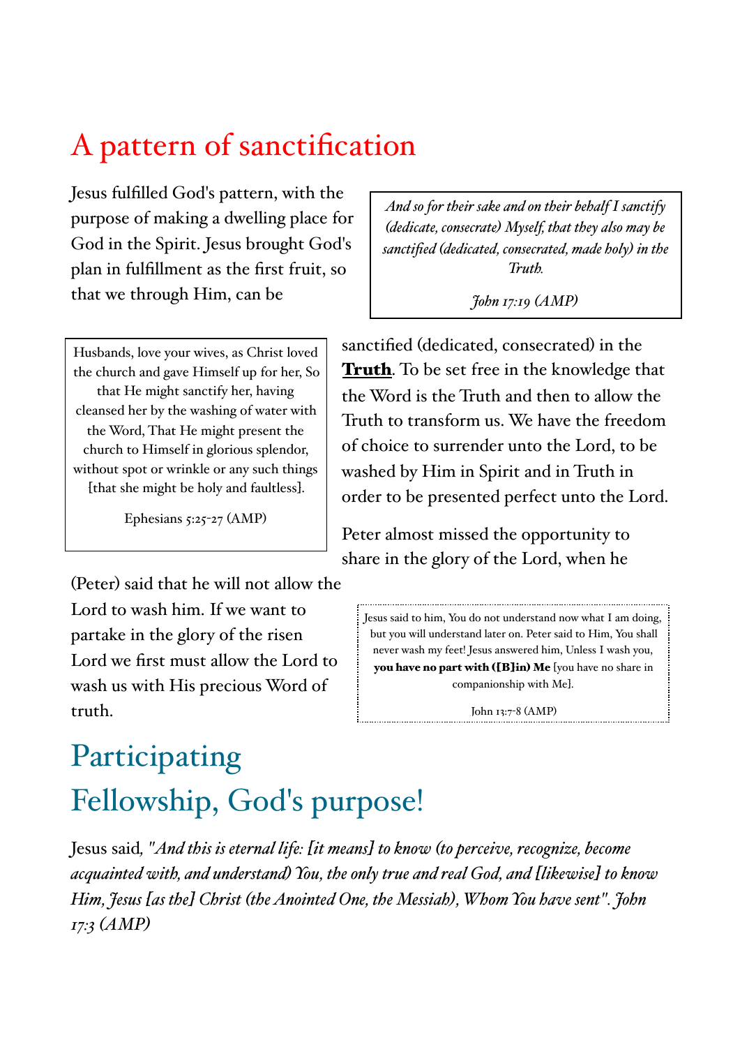# A pattern of sanctification

Jesus fulfilled God's pattern, with the purpose of making a dwelling place for God in the Spirit. Jesus brought God's plan in fulfillment as the first fruit, so that we through Him, can be sanctified (dedicated, consecrated) in the **Truth**. To be set free in the knowledge that the Word is the Truth and then to allow the Truth to transform us. We have the freedom of choice to surrender unto the Lord, to be washed by Him in Spirit and in Truth in order to be presented perfect unto the Lord.

> *And so for their sake and on their behalf I sanctify (dedicate, consecrate) Myself, that they also may be sanctified (dedicated, consecrated, made holy) in the Truth.*
>
> *John 17:19 (AMP)*

> Husbands, love your wives, as Christ loved the church and gave Himself up for her, So that He might sanctify her, having cleansed her by the washing of water with the Word, That He might present the church to Himself in glorious splendor, without spot or wrinkle or any such things [that she might be holy and faultless].
>
> Ephesians 5:25-27 (AMP)

Peter almost missed the opportunity to share in the glory of the Lord, when he (Peter) said that he will not allow the Lord to wash him. If we want to partake in the glory of the risen Lord we first must allow the Lord to wash us with His precious Word of truth.

> Jesus said to him, You do not understand now what I am doing, but you will understand later on. Peter said to Him, You shall never wash my feet! Jesus answered him, Unless I wash you, **you have no part with ([B]in) Me** [you have no share in companionship with Me].
>
> John 13:7-8 (AMP)

# Participating Fellowship, God's purpose!

Jesus said, *"And this is eternal life: [it means] to know (to perceive, recognize, become acquainted with, and understand) You, the only true and real God, and [likewise] to know Him, Jesus [as the] Christ (the Anointed One, the Messiah), Whom You have sent". John 17:3 (AMP)*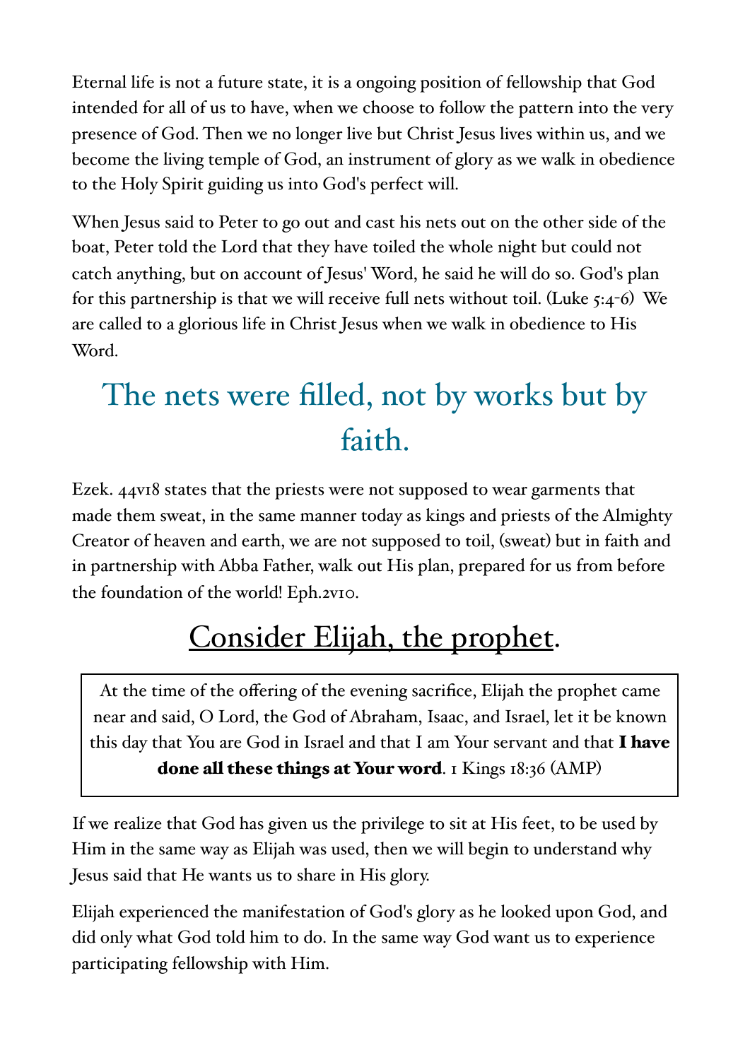Eternal life is not a future state, it is a ongoing position of fellowship that God intended for all of us to have, when we choose to follow the pattern into the very presence of God. Then we no longer live but Christ Jesus lives within us, and we become the living temple of God, an instrument of glory as we walk in obedience to the Holy Spirit guiding us into God's perfect will.

When Jesus said to Peter to go out and cast his nets out on the other side of the boat, Peter told the Lord that they have toiled the whole night but could not catch anything, but on account of Jesus' Word, he said he will do so. God's plan for this partnership is that we will receive full nets without toil. (Luke 5:4-6) We are called to a glorious life in Christ Jesus when we walk in obedience to His Word.

## The nets were filled, not by works but by faith.

Ezek. 44v18 states that the priests were not supposed to wear garments that made them sweat, in the same manner today as kings and priests of the Almighty Creator of heaven and earth, we are not supposed to toil, (sweat) but in faith and in partnership with Abba Father, walk out His plan, prepared for us from before the foundation of the world! Eph.2v10.

## Consider Elijah, the prophet.

> At the time of the offering of the evening sacrifice, Elijah the prophet came near and said, O Lord, the God of Abraham, Isaac, and Israel, let it be known this day that You are God in Israel and that I am Your servant and that **I have done all these things at Your word**. 1 Kings 18:36 (AMP)

If we realize that God has given us the privilege to sit at His feet, to be used by Him in the same way as Elijah was used, then we will begin to understand why Jesus said that He wants us to share in His glory.

Elijah experienced the manifestation of God's glory as he looked upon God, and did only what God told him to do. In the same way God want us to experience participating fellowship with Him.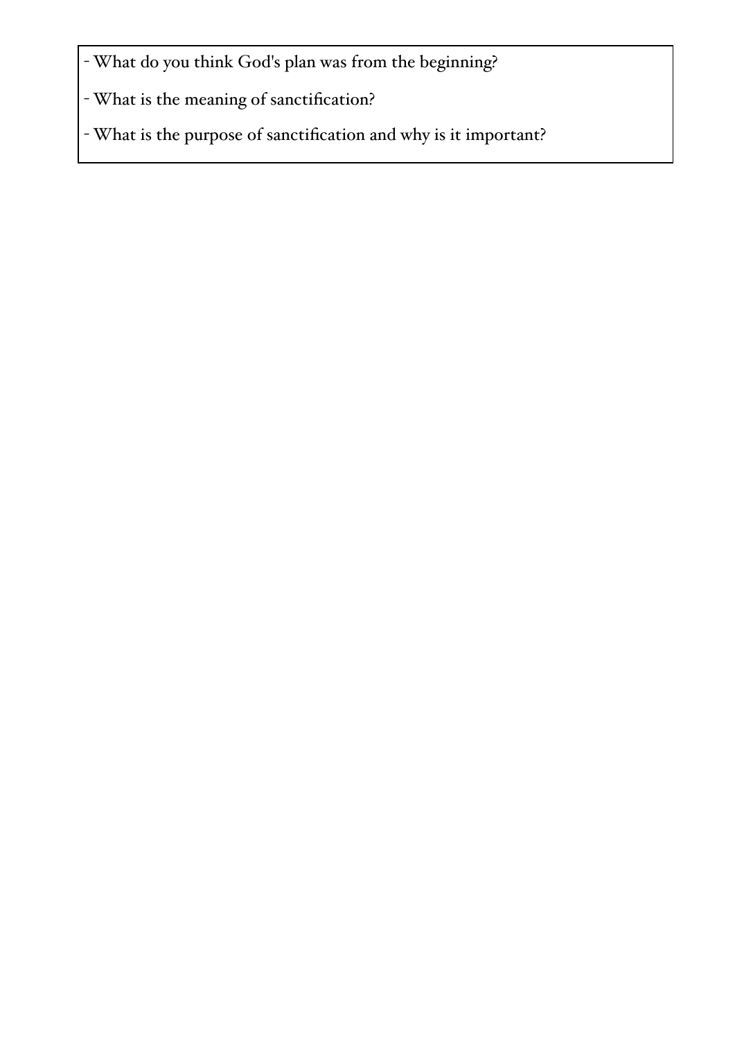- What do you think God's plan was from the beginning?
- What is the meaning of sanctification?
- What is the purpose of sanctification and why is it important?